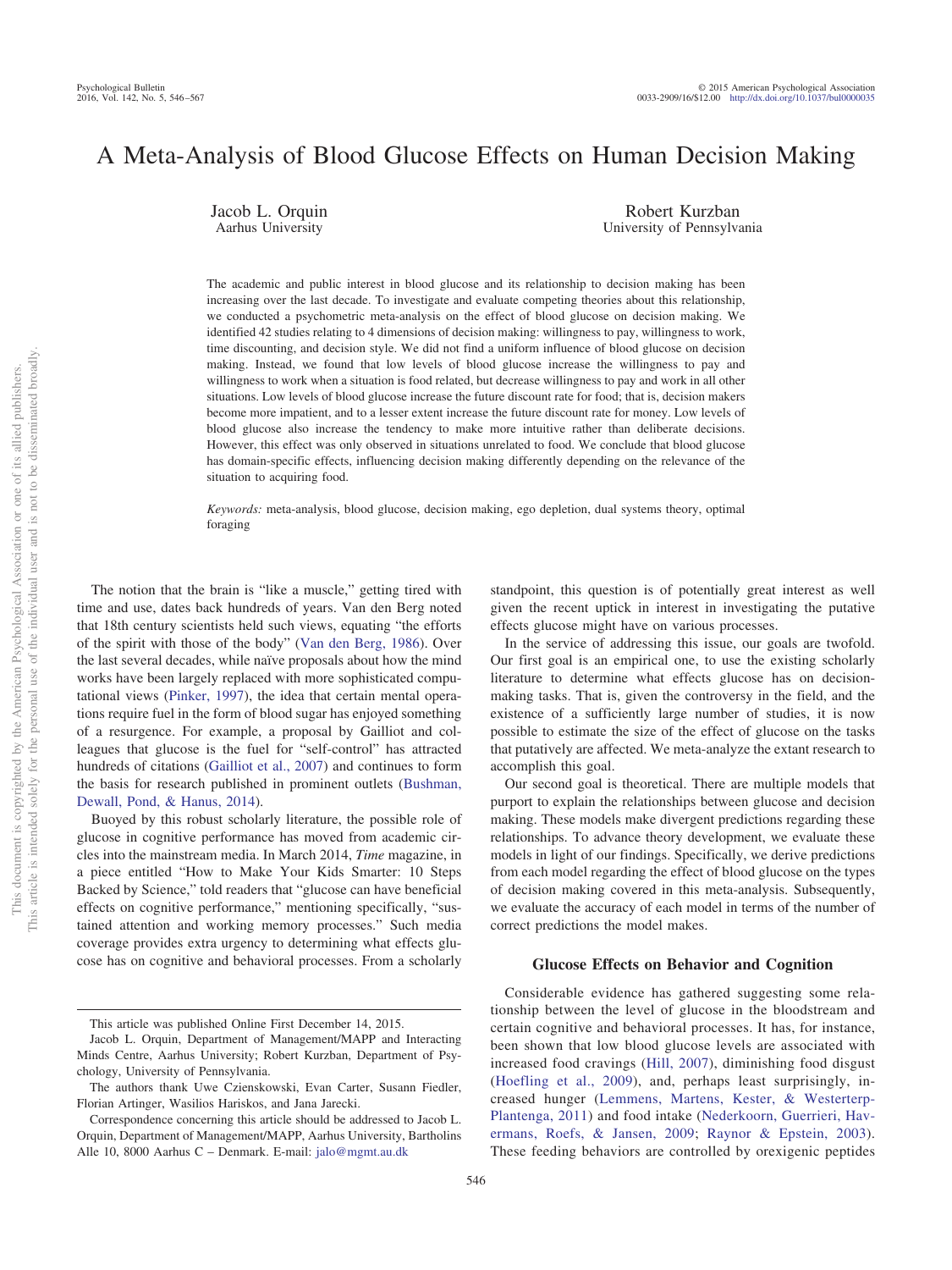# A Meta-Analysis of Blood Glucose Effects on Human Decision Making

Jacob L. Orquin
Aarhus University

Robert Kurzban
University of Pennsylvania

The academic and public interest in blood glucose and its relationship to decision making has been increasing over the last decade. To investigate and evaluate competing theories about this relationship, we conducted a psychometric meta-analysis on the effect of blood glucose on decision making. We identified 42 studies relating to 4 dimensions of decision making: willingness to pay, willingness to work, time discounting, and decision style. We did not find a uniform influence of blood glucose on decision making. Instead, we found that low levels of blood glucose increase the willingness to pay and willingness to work when a situation is food related, but decrease willingness to pay and work in all other situations. Low levels of blood glucose increase the future discount rate for food; that is, decision makers become more impatient, and to a lesser extent increase the future discount rate for money. Low levels of blood glucose also increase the tendency to make more intuitive rather than deliberate decisions. However, this effect was only observed in situations unrelated to food. We conclude that blood glucose has domain-specific effects, influencing decision making differently depending on the relevance of the situation to acquiring food.

*Keywords:* meta-analysis, blood glucose, decision making, ego depletion, dual systems theory, optimal foraging

The notion that the brain is "like a muscle," getting tired with time and use, dates back hundreds of years. Van den Berg noted that 18th century scientists held such views, equating "the efforts of the spirit with those of the body" (Van den Berg, 1986). Over the last several decades, while naïve proposals about how the mind works have been largely replaced with more sophisticated computational views (Pinker, 1997), the idea that certain mental operations require fuel in the form of blood sugar has enjoyed something of a resurgence. For example, a proposal by Gailliot and colleagues that glucose is the fuel for "self-control" has attracted hundreds of citations (Gailliot et al., 2007) and continues to form the basis for research published in prominent outlets (Bushman, Dewall, Pond, & Hanus, 2014).

Buoyed by this robust scholarly literature, the possible role of glucose in cognitive performance has moved from academic circles into the mainstream media. In March 2014, *Time* magazine, in a piece entitled "How to Make Your Kids Smarter: 10 Steps Backed by Science," told readers that "glucose can have beneficial effects on cognitive performance," mentioning specifically, "sustained attention and working memory processes." Such media coverage provides extra urgency to determining what effects glucose has on cognitive and behavioral processes. From a scholarly standpoint, this question is of potentially great interest as well given the recent uptick in interest in investigating the putative effects glucose might have on various processes.

In the service of addressing this issue, our goals are twofold. Our first goal is an empirical one, to use the existing scholarly literature to determine what effects glucose has on decision-making tasks. That is, given the controversy in the field, and the existence of a sufficiently large number of studies, it is now possible to estimate the size of the effect of glucose on the tasks that putatively are affected. We meta-analyze the extant research to accomplish this goal.

Our second goal is theoretical. There are multiple models that purport to explain the relationships between glucose and decision making. These models make divergent predictions regarding these relationships. To advance theory development, we evaluate these models in light of our findings. Specifically, we derive predictions from each model regarding the effect of blood glucose on the types of decision making covered in this meta-analysis. Subsequently, we evaluate the accuracy of each model in terms of the number of correct predictions the model makes.

## Glucose Effects on Behavior and Cognition

Considerable evidence has gathered suggesting some relationship between the level of glucose in the bloodstream and certain cognitive and behavioral processes. It has, for instance, been shown that low blood glucose levels are associated with increased food cravings (Hill, 2007), diminishing food disgust (Hoefling et al., 2009), and, perhaps least surprisingly, increased hunger (Lemmens, Martens, Kester, & Westerterp-Plantenga, 2011) and food intake (Nederkoorn, Guerrieri, Havermans, Roefs, & Jansen, 2009; Raynor & Epstein, 2003). These feeding behaviors are controlled by orexigenic peptides

---

This article was published Online First December 14, 2015.

Jacob L. Orquin, Department of Management/MAPP and Interacting Minds Centre, Aarhus University; Robert Kurzban, Department of Psychology, University of Pennsylvania.

The authors thank Uwe Czienskowski, Evan Carter, Susann Fiedler, Florian Artinger, Wasilios Hariskos, and Jana Jarecki.

Correspondence concerning this article should be addressed to Jacob L. Orquin, Department of Management/MAPP, Aarhus University, Bartholins Alle 10, 8000 Aarhus C – Denmark. E-mail: jalo@mgmt.au.dk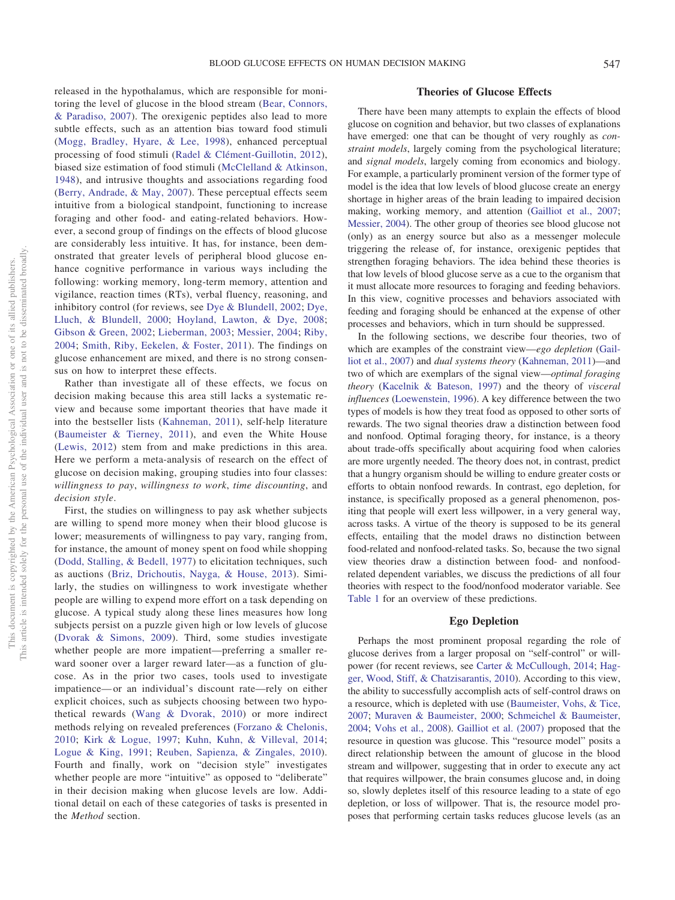released in the hypothalamus, which are responsible for monitoring the level of glucose in the blood stream (Bear, Connors, & Paradiso, 2007). The orexigenic peptides also lead to more subtle effects, such as an attention bias toward food stimuli (Mogg, Bradley, Hyare, & Lee, 1998), enhanced perceptual processing of food stimuli (Radel & Clément-Guillotin, 2012), biased size estimation of food stimuli (McClelland & Atkinson, 1948), and intrusive thoughts and associations regarding food (Berry, Andrade, & May, 2007). These perceptual effects seem intuitive from a biological standpoint, functioning to increase foraging and other food- and eating-related behaviors. However, a second group of findings on the effects of blood glucose are considerably less intuitive. It has, for instance, been demonstrated that greater levels of peripheral blood glucose enhance cognitive performance in various ways including the following: working memory, long-term memory, attention and vigilance, reaction times (RTs), verbal fluency, reasoning, and inhibitory control (for reviews, see Dye & Blundell, 2002; Dye, Lluch, & Blundell, 2000; Hoyland, Lawton, & Dye, 2008; Gibson & Green, 2002; Lieberman, 2003; Messier, 2004; Riby, 2004; Smith, Riby, Eekelen, & Foster, 2011). The findings on glucose enhancement are mixed, and there is no strong consensus on how to interpret these effects.

Rather than investigate all of these effects, we focus on decision making because this area still lacks a systematic review and because some important theories that have made it into the bestseller lists (Kahneman, 2011), self-help literature (Baumeister & Tierney, 2011), and even the White House (Lewis, 2012) stem from and make predictions in this area. Here we perform a meta-analysis of research on the effect of glucose on decision making, grouping studies into four classes: *willingness to pay*, *willingness to work*, *time discounting*, and *decision style*.

First, the studies on willingness to pay ask whether subjects are willing to spend more money when their blood glucose is lower; measurements of willingness to pay vary, ranging from, for instance, the amount of money spent on food while shopping (Dodd, Stalling, & Bedell, 1977) to elicitation techniques, such as auctions (Briz, Drichoutis, Nayga, & House, 2013). Similarly, the studies on willingness to work investigate whether people are willing to expend more effort on a task depending on glucose. A typical study along these lines measures how long subjects persist on a puzzle given high or low levels of glucose (Dvorak & Simons, 2009). Third, some studies investigate whether people are more impatient—preferring a smaller reward sooner over a larger reward later—as a function of glucose. As in the prior two cases, tools used to investigate impatience—or an individual's discount rate—rely on either explicit choices, such as subjects choosing between two hypothetical rewards (Wang & Dvorak, 2010) or more indirect methods relying on revealed preferences (Forzano & Chelonis, 2010; Kirk & Logue, 1997; Kuhn, Kuhn, & Villeval, 2014; Logue & King, 1991; Reuben, Sapienza, & Zingales, 2010). Fourth and finally, work on "decision style" investigates whether people are more "intuitive" as opposed to "deliberate" in their decision making when glucose levels are low. Additional detail on each of these categories of tasks is presented in the *Method* section.

## Theories of Glucose Effects

There have been many attempts to explain the effects of blood glucose on cognition and behavior, but two classes of explanations have emerged: one that can be thought of very roughly as *constraint models*, largely coming from the psychological literature; and *signal models*, largely coming from economics and biology. For example, a particularly prominent version of the former type of model is the idea that low levels of blood glucose create an energy shortage in higher areas of the brain leading to impaired decision making, working memory, and attention (Gailliot et al., 2007; Messier, 2004). The other group of theories see blood glucose not (only) as an energy source but also as a messenger molecule triggering the release of, for instance, orexigenic peptides that strengthen foraging behaviors. The idea behind these theories is that low levels of blood glucose serve as a cue to the organism that it must allocate more resources to foraging and feeding behaviors. In this view, cognitive processes and behaviors associated with feeding and foraging should be enhanced at the expense of other processes and behaviors, which in turn should be suppressed.

In the following sections, we describe four theories, two of which are examples of the constraint view—*ego depletion* (Gailliot et al., 2007) and *dual systems theory* (Kahneman, 2011)—and two of which are exemplars of the signal view—*optimal foraging theory* (Kacelnik & Bateson, 1997) and the theory of *visceral influences* (Loewenstein, 1996). A key difference between the two types of models is how they treat food as opposed to other sorts of rewards. The two signal theories draw a distinction between food and nonfood. Optimal foraging theory, for instance, is a theory about trade-offs specifically about acquiring food when calories are more urgently needed. The theory does not, in contrast, predict that a hungry organism should be willing to endure greater costs or efforts to obtain nonfood rewards. In contrast, ego depletion, for instance, is specifically proposed as a general phenomenon, positing that people will exert less willpower, in a very general way, across tasks. A virtue of the theory is supposed to be its general effects, entailing that the model draws no distinction between food-related and nonfood-related tasks. So, because the two signal view theories draw a distinction between food- and nonfood-related dependent variables, we discuss the predictions of all four theories with respect to the food/nonfood moderator variable. See Table 1 for an overview of these predictions.

## Ego Depletion

Perhaps the most prominent proposal regarding the role of glucose derives from a larger proposal on "self-control" or willpower (for recent reviews, see Carter & McCullough, 2014; Hagger, Wood, Stiff, & Chatzisarantis, 2010). According to this view, the ability to successfully accomplish acts of self-control draws on a resource, which is depleted with use (Baumeister, Vohs, & Tice, 2007; Muraven & Baumeister, 2000; Schmeichel & Baumeister, 2004; Vohs et al., 2008). Gailliot et al. (2007) proposed that the resource in question was glucose. This "resource model" posits a direct relationship between the amount of glucose in the blood stream and willpower, suggesting that in order to execute any act that requires willpower, the brain consumes glucose and, in doing so, slowly depletes itself of this resource leading to a state of ego depletion, or loss of willpower. That is, the resource model proposes that performing certain tasks reduces glucose levels (as an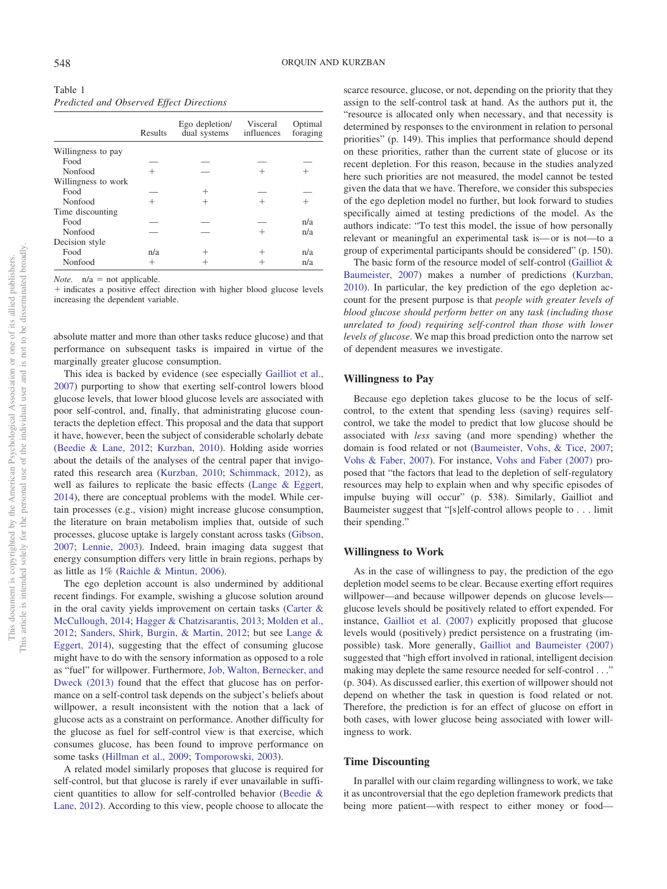Table 1
*Predicted and Observed Effect Directions*

| | Results | Ego depletion/ dual systems | Visceral influences | Optimal foraging |
|---|---|---|---|---|
| Willingness to pay | | | | |
| Food | — | — | — | — |
| Nonfood | + | — | + | + |
| Willingness to work | | | | |
| Food | — | + | — | — |
| Nonfood | + | + | + | + |
| Time discounting | | | | |
| Food | — | — | — | n/a |
| Nonfood | — | — | + | n/a |
| Decision style | | | | |
| Food | n/a | + | + | n/a |
| Nonfood | + | + | + | n/a |

*Note.* n/a = not applicable.
+ indicates a positive effect direction with higher blood glucose levels increasing the dependent variable.

absolute matter and more than other tasks reduce glucose) and that performance on subsequent tasks is impaired in virtue of the marginally greater glucose consumption.

This idea is backed by evidence (see especially Gailliot et al., 2007) purporting to show that exerting self-control lowers blood glucose levels, that lower blood glucose levels are associated with poor self-control, and, finally, that administrating glucose counteracts the depletion effect. This proposal and the data that support it have, however, been the subject of considerable scholarly debate (Beedie & Lane, 2012; Kurzban, 2010). Holding aside worries about the details of the analyses of the central paper that invigorated this research area (Kurzban, 2010; Schimmack, 2012), as well as failures to replicate the basic effects (Lange & Eggert, 2014), there are conceptual problems with the model. While certain processes (e.g., vision) might increase glucose consumption, the literature on brain metabolism implies that, outside of such processes, glucose uptake is largely constant across tasks (Gibson, 2007; Lennie, 2003). Indeed, brain imaging data suggest that energy consumption differs very little in brain regions, perhaps by as little as 1% (Raichle & Mintun, 2006).

The ego depletion account is also undermined by additional recent findings. For example, swishing a glucose solution around in the oral cavity yields improvement on certain tasks (Carter & McCullough, 2014; Hagger & Chatzisarantis, 2013; Molden et al., 2012; Sanders, Shirk, Burgin, & Martin, 2012; but see Lange & Eggert, 2014), suggesting that the effect of consuming glucose might have to do with the sensory information as opposed to a role as "fuel" for willpower. Furthermore, Job, Walton, Bernecker, and Dweck (2013) found that the effect that glucose has on performance on a self-control task depends on the subject's beliefs about willpower, a result inconsistent with the notion that a lack of glucose acts as a constraint on performance. Another difficulty for the glucose as fuel for self-control view is that exercise, which consumes glucose, has been found to improve performance on some tasks (Hillman et al., 2009; Tomporowski, 2003).

A related model similarly proposes that glucose is required for self-control, but that glucose is rarely if ever unavailable in sufficient quantities to allow for self-controlled behavior (Beedie & Lane, 2012). According to this view, people choose to allocate the scarce resource, glucose, or not, depending on the priority that they assign to the self-control task at hand. As the authors put it, the "resource is allocated only when necessary, and that necessity is determined by responses to the environment in relation to personal priorities" (p. 149). This implies that performance should depend on these priorities, rather than the current state of glucose or its recent depletion. For this reason, because in the studies analyzed here such priorities are not measured, the model cannot be tested given the data that we have. Therefore, we consider this subspecies of the ego depletion model no further, but look forward to studies specifically aimed at testing predictions of the model. As the authors indicate: "To test this model, the issue of how personally relevant or meaningful an experimental task is—or is not—to a group of experimental participants should be considered" (p. 150).

The basic form of the resource model of self-control (Gailliot & Baumeister, 2007) makes a number of predictions (Kurzban, 2010). In particular, the key prediction of the ego depletion account for the present purpose is that *people with greater levels of blood glucose should perform better on* any *task (including those unrelated to food) requiring self-control than those with lower levels of glucose*. We map this broad prediction onto the narrow set of dependent measures we investigate.

## Willingness to Pay

Because ego depletion takes glucose to be the locus of self-control, to the extent that spending less (saving) requires self-control, we take the model to predict that low glucose should be associated with *less* saving (and more spending) whether the domain is food related or not (Baumeister, Vohs, & Tice, 2007; Vohs & Faber, 2007). For instance, Vohs and Faber (2007) proposed that "the factors that lead to the depletion of self-regulatory resources may help to explain when and why specific episodes of impulse buying will occur" (p. 538). Similarly, Gailliot and Baumeister suggest that "[s]elf-control allows people to . . . limit their spending."

## Willingness to Work

As in the case of willingness to pay, the prediction of the ego depletion model seems to be clear. Because exerting effort requires willpower—and because willpower depends on glucose levels—glucose levels should be positively related to effort expended. For instance, Gailliot et al. (2007) explicitly proposed that glucose levels would (positively) predict persistence on a frustrating (impossible) task. More generally, Gailliot and Baumeister (2007) suggested that "high effort involved in rational, intelligent decision making may deplete the same resource needed for self-control . . ." (p. 304). As discussed earlier, this exertion of willpower should not depend on whether the task in question is food related or not. Therefore, the prediction is for an effect of glucose on effort in both cases, with lower glucose being associated with lower willingness to work.

## Time Discounting

In parallel with our claim regarding willingness to work, we take it as uncontroversial that the ego depletion framework predicts that being more patient—with respect to either money or food—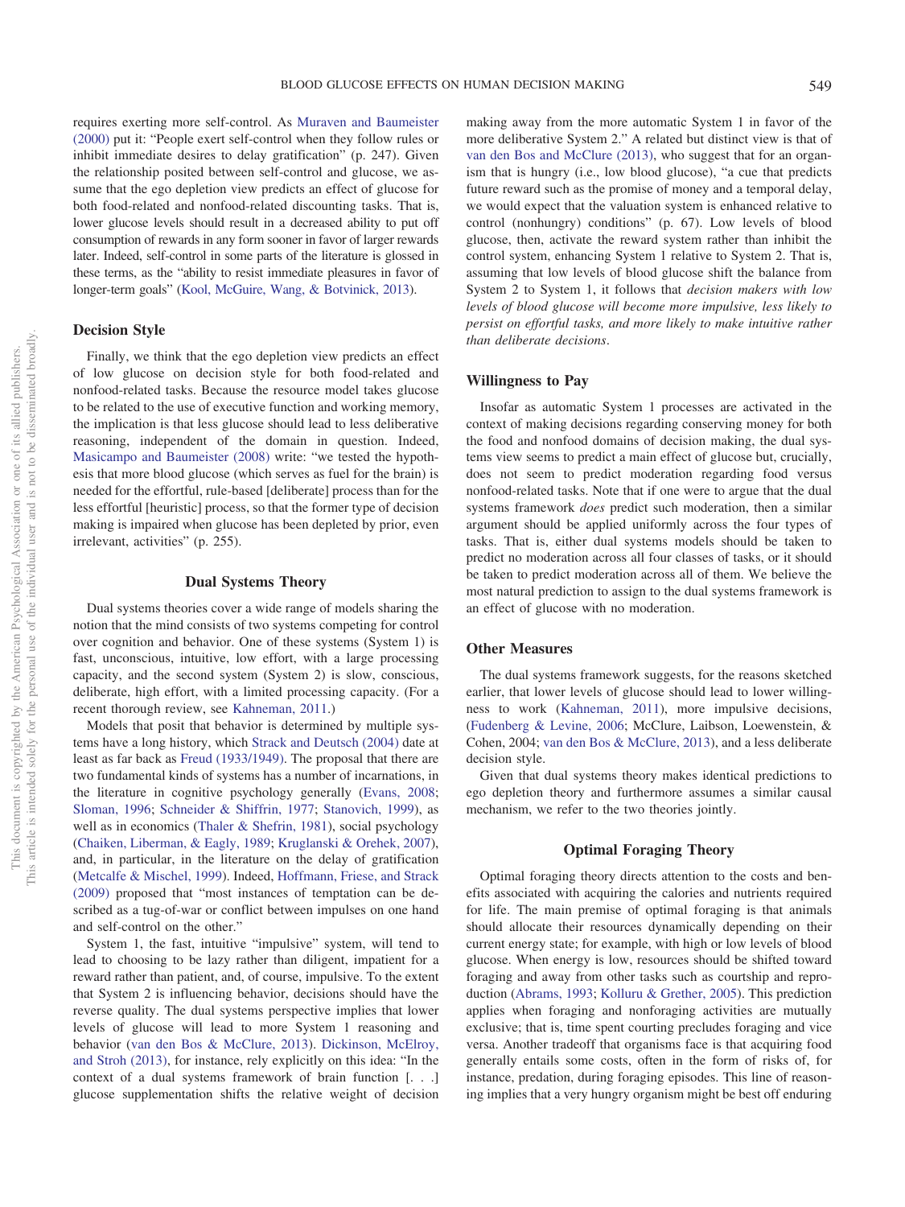requires exerting more self-control. As Muraven and Baumeister (2000) put it: "People exert self-control when they follow rules or inhibit immediate desires to delay gratification" (p. 247). Given the relationship posited between self-control and glucose, we assume that the ego depletion view predicts an effect of glucose for both food-related and nonfood-related discounting tasks. That is, lower glucose levels should result in a decreased ability to put off consumption of rewards in any form sooner in favor of larger rewards later. Indeed, self-control in some parts of the literature is glossed in these terms, as the "ability to resist immediate pleasures in favor of longer-term goals" (Kool, McGuire, Wang, & Botvinick, 2013).

### Decision Style

Finally, we think that the ego depletion view predicts an effect of low glucose on decision style for both food-related and nonfood-related tasks. Because the resource model takes glucose to be related to the use of executive function and working memory, the implication is that less glucose should lead to less deliberative reasoning, independent of the domain in question. Indeed, Masicampo and Baumeister (2008) write: "we tested the hypothesis that more blood glucose (which serves as fuel for the brain) is needed for the effortful, rule-based [deliberate] process than for the less effortful [heuristic] process, so that the former type of decision making is impaired when glucose has been depleted by prior, even irrelevant, activities" (p. 255).

## Dual Systems Theory

Dual systems theories cover a wide range of models sharing the notion that the mind consists of two systems competing for control over cognition and behavior. One of these systems (System 1) is fast, unconscious, intuitive, low effort, with a large processing capacity, and the second system (System 2) is slow, conscious, deliberate, high effort, with a limited processing capacity. (For a recent thorough review, see Kahneman, 2011.)

Models that posit that behavior is determined by multiple systems have a long history, which Strack and Deutsch (2004) date at least as far back as Freud (1933/1949). The proposal that there are two fundamental kinds of systems has a number of incarnations, in the literature in cognitive psychology generally (Evans, 2008; Sloman, 1996; Schneider & Shiffrin, 1977; Stanovich, 1999), as well as in economics (Thaler & Shefrin, 1981), social psychology (Chaiken, Liberman, & Eagly, 1989; Kruglanski & Orehek, 2007), and, in particular, in the literature on the delay of gratification (Metcalfe & Mischel, 1999). Indeed, Hoffmann, Friese, and Strack (2009) proposed that "most instances of temptation can be described as a tug-of-war or conflict between impulses on one hand and self-control on the other."

System 1, the fast, intuitive "impulsive" system, will tend to lead to choosing to be lazy rather than diligent, impatient for a reward rather than patient, and, of course, impulsive. To the extent that System 2 is influencing behavior, decisions should have the reverse quality. The dual systems perspective implies that lower levels of glucose will lead to more System 1 reasoning and behavior (van den Bos & McClure, 2013). Dickinson, McElroy, and Stroh (2013), for instance, rely explicitly on this idea: "In the context of a dual systems framework of brain function [. . .] glucose supplementation shifts the relative weight of decision making away from the more automatic System 1 in favor of the more deliberative System 2." A related but distinct view is that of van den Bos and McClure (2013), who suggest that for an organism that is hungry (i.e., low blood glucose), "a cue that predicts future reward such as the promise of money and a temporal delay, we would expect that the valuation system is enhanced relative to control (nonhungry) conditions" (p. 67). Low levels of blood glucose, then, activate the reward system rather than inhibit the control system, enhancing System 1 relative to System 2. That is, assuming that low levels of blood glucose shift the balance from System 2 to System 1, it follows that *decision makers with low levels of blood glucose will become more impulsive, less likely to persist on effortful tasks, and more likely to make intuitive rather than deliberate decisions*.

### Willingness to Pay

Insofar as automatic System 1 processes are activated in the context of making decisions regarding conserving money for both the food and nonfood domains of decision making, the dual systems view seems to predict a main effect of glucose but, crucially, does not seem to predict moderation regarding food versus nonfood-related tasks. Note that if one were to argue that the dual systems framework *does* predict such moderation, then a similar argument should be applied uniformly across the four types of tasks. That is, either dual systems models should be taken to predict no moderation across all four classes of tasks, or it should be taken to predict moderation across all of them. We believe the most natural prediction to assign to the dual systems framework is an effect of glucose with no moderation.

### Other Measures

The dual systems framework suggests, for the reasons sketched earlier, that lower levels of glucose should lead to lower willingness to work (Kahneman, 2011), more impulsive decisions, (Fudenberg & Levine, 2006; McClure, Laibson, Loewenstein, & Cohen, 2004; van den Bos & McClure, 2013), and a less deliberate decision style.

Given that dual systems theory makes identical predictions to ego depletion theory and furthermore assumes a similar causal mechanism, we refer to the two theories jointly.

## Optimal Foraging Theory

Optimal foraging theory directs attention to the costs and benefits associated with acquiring the calories and nutrients required for life. The main premise of optimal foraging is that animals should allocate their resources dynamically depending on their current energy state; for example, with high or low levels of blood glucose. When energy is low, resources should be shifted toward foraging and away from other tasks such as courtship and reproduction (Abrams, 1993; Kolluru & Grether, 2005). This prediction applies when foraging and nonforaging activities are mutually exclusive; that is, time spent courting precludes foraging and vice versa. Another tradeoff that organisms face is that acquiring food generally entails some costs, often in the form of risks of, for instance, predation, during foraging episodes. This line of reasoning implies that a very hungry organism might be best off enduring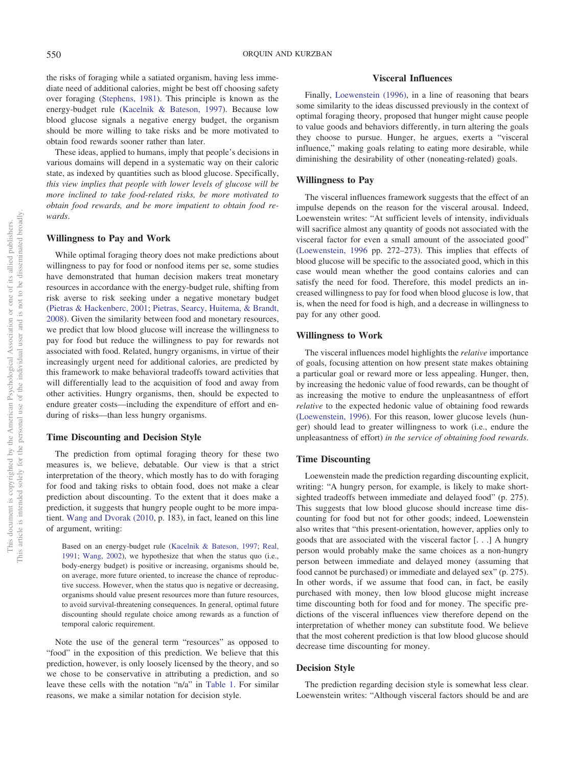the risks of foraging while a satiated organism, having less immediate need of additional calories, might be best off choosing safety over foraging (Stephens, 1981). This principle is known as the energy-budget rule (Kacelnik & Bateson, 1997). Because low blood glucose signals a negative energy budget, the organism should be more willing to take risks and be more motivated to obtain food rewards sooner rather than later.

These ideas, applied to humans, imply that people's decisions in various domains will depend in a systematic way on their caloric state, as indexed by quantities such as blood glucose. Specifically, *this view implies that people with lower levels of glucose will be more inclined to take food-related risks, be more motivated to obtain food rewards, and be more impatient to obtain food rewards*.

### Willingness to Pay and Work

While optimal foraging theory does not make predictions about willingness to pay for food or nonfood items per se, some studies have demonstrated that human decision makers treat monetary resources in accordance with the energy-budget rule, shifting from risk averse to risk seeking under a negative monetary budget (Pietras & Hackenberc, 2001; Pietras, Searcy, Huitema, & Brandt, 2008). Given the similarity between food and monetary resources, we predict that low blood glucose will increase the willingness to pay for food but reduce the willingness to pay for rewards not associated with food. Related, hungry organisms, in virtue of their increasingly urgent need for additional calories, are predicted by this framework to make behavioral tradeoffs toward activities that will differentially lead to the acquisition of food and away from other activities. Hungry organisms, then, should be expected to endure greater costs—including the expenditure of effort and enduring of risks—than less hungry organisms.

### Time Discounting and Decision Style

The prediction from optimal foraging theory for these two measures is, we believe, debatable. Our view is that a strict interpretation of the theory, which mostly has to do with foraging for food and taking risks to obtain food, does not make a clear prediction about discounting. To the extent that it does make a prediction, it suggests that hungry people ought to be more impatient. Wang and Dvorak (2010, p. 183), in fact, leaned on this line of argument, writing:

> Based on an energy-budget rule (Kacelnik & Bateson, 1997; Real, 1991; Wang, 2002), we hypothesize that when the status quo (i.e., body-energy budget) is positive or increasing, organisms should be, on average, more future oriented, to increase the chance of reproductive success. However, when the status quo is negative or decreasing, organisms should value present resources more than future resources, to avoid survival-threatening consequences. In general, optimal future discounting should regulate choice among rewards as a function of temporal caloric requirement.

Note the use of the general term "resources" as opposed to "food" in the exposition of this prediction. We believe that this prediction, however, is only loosely licensed by the theory, and so we chose to be conservative in attributing a prediction, and so leave these cells with the notation "n/a" in Table 1. For similar reasons, we make a similar notation for decision style.

## Visceral Influences

Finally, Loewenstein (1996), in a line of reasoning that bears some similarity to the ideas discussed previously in the context of optimal foraging theory, proposed that hunger might cause people to value goods and behaviors differently, in turn altering the goals they choose to pursue. Hunger, he argues, exerts a "visceral influence," making goals relating to eating more desirable, while diminishing the desirability of other (noneating-related) goals.

### Willingness to Pay

The visceral influences framework suggests that the effect of an impulse depends on the reason for the visceral arousal. Indeed, Loewenstein writes: "At sufficient levels of intensity, individuals will sacrifice almost any quantity of goods not associated with the visceral factor for even a small amount of the associated good" (Loewenstein, 1996 pp. 272–273). This implies that effects of blood glucose will be specific to the associated good, which in this case would mean whether the good contains calories and can satisfy the need for food. Therefore, this model predicts an increased willingness to pay for food when blood glucose is low, that is, when the need for food is high, and a decrease in willingness to pay for any other good.

### Willingness to Work

The visceral influences model highlights the *relative* importance of goals, focusing attention on how present state makes obtaining a particular goal or reward more or less appealing. Hunger, then, by increasing the hedonic value of food rewards, can be thought of as increasing the motive to endure the unpleasantness of effort *relative* to the expected hedonic value of obtaining food rewards (Loewenstein, 1996). For this reason, lower glucose levels (hunger) should lead to greater willingness to work (i.e., endure the unpleasantness of effort) *in the service of obtaining food rewards*.

### Time Discounting

Loewenstein made the prediction regarding discounting explicit, writing: "A hungry person, for example, is likely to make shortsighted tradeoffs between immediate and delayed food" (p. 275). This suggests that low blood glucose should increase time discounting for food but not for other goods; indeed, Loewenstein also writes that "this present-orientation, however, applies only to goods that are associated with the visceral factor [. . .] A hungry person would probably make the same choices as a non-hungry person between immediate and delayed money (assuming that food cannot be purchased) or immediate and delayed sex" (p. 275). In other words, if we assume that food can, in fact, be easily purchased with money, then low blood glucose might increase time discounting both for food and for money. The specific predictions of the visceral influences view therefore depend on the interpretation of whether money can substitute food. We believe that the most coherent prediction is that low blood glucose should decrease time discounting for money.

### Decision Style

The prediction regarding decision style is somewhat less clear. Loewenstein writes: "Although visceral factors should be and are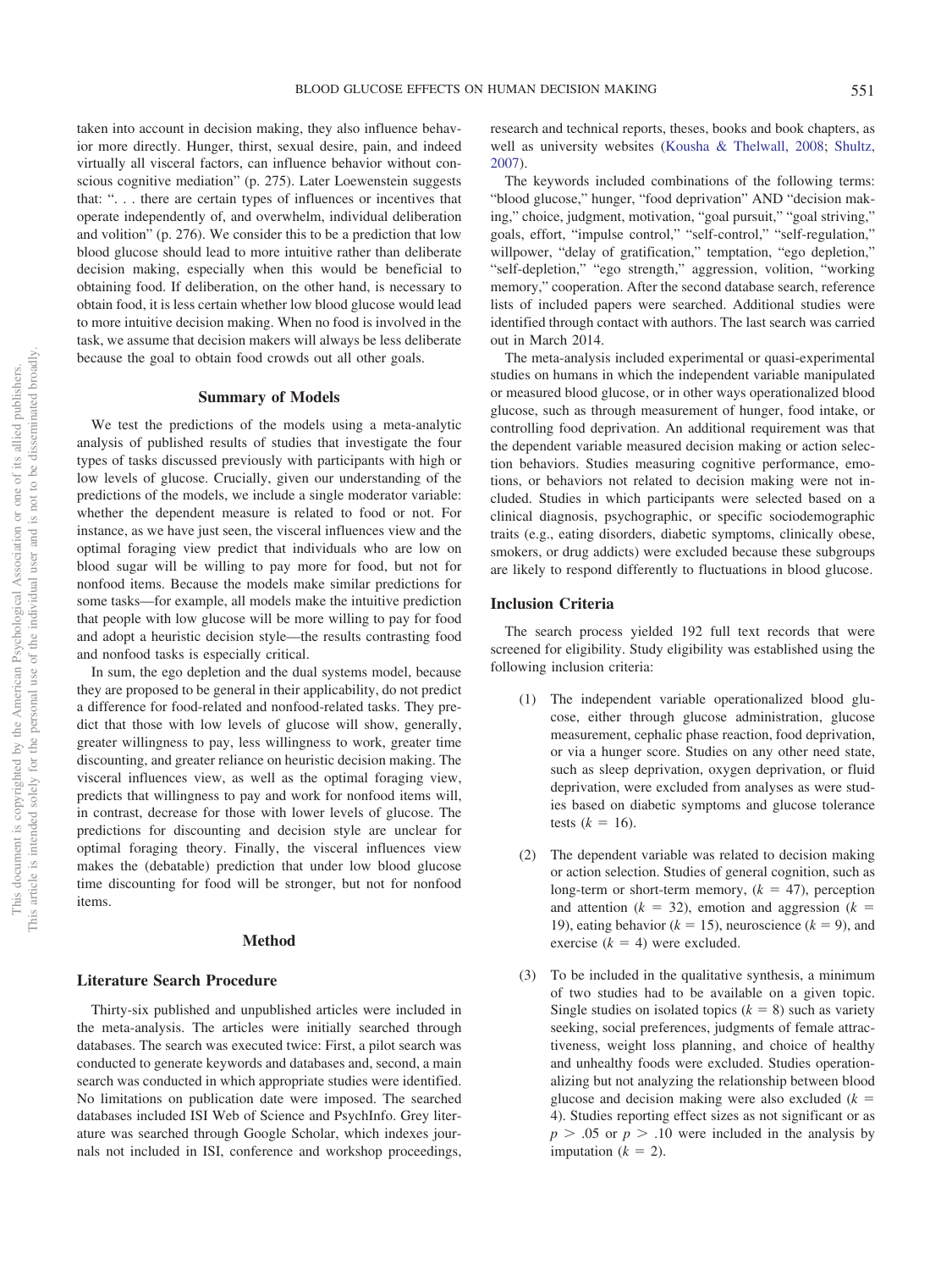taken into account in decision making, they also influence behavior more directly. Hunger, thirst, sexual desire, pain, and indeed virtually all visceral factors, can influence behavior without conscious cognitive mediation" (p. 275). Later Loewenstein suggests that: ". . . there are certain types of influences or incentives that operate independently of, and overwhelm, individual deliberation and volition" (p. 276). We consider this to be a prediction that low blood glucose should lead to more intuitive rather than deliberate decision making, especially when this would be beneficial to obtaining food. If deliberation, on the other hand, is necessary to obtain food, it is less certain whether low blood glucose would lead to more intuitive decision making. When no food is involved in the task, we assume that decision makers will always be less deliberate because the goal to obtain food crowds out all other goals.

## Summary of Models

We test the predictions of the models using a meta-analytic analysis of published results of studies that investigate the four types of tasks discussed previously with participants with high or low levels of glucose. Crucially, given our understanding of the predictions of the models, we include a single moderator variable: whether the dependent measure is related to food or not. For instance, as we have just seen, the visceral influences view and the optimal foraging view predict that individuals who are low on blood sugar will be willing to pay more for food, but not for nonfood items. Because the models make similar predictions for some tasks—for example, all models make the intuitive prediction that people with low glucose will be more willing to pay for food and adopt a heuristic decision style—the results contrasting food and nonfood tasks is especially critical.

In sum, the ego depletion and the dual systems model, because they are proposed to be general in their applicability, do not predict a difference for food-related and nonfood-related tasks. They predict that those with low levels of glucose will show, generally, greater willingness to pay, less willingness to work, greater time discounting, and greater reliance on heuristic decision making. The visceral influences view, as well as the optimal foraging view, predicts that willingness to pay and work for nonfood items will, in contrast, decrease for those with lower levels of glucose. The predictions for discounting and decision style are unclear for optimal foraging theory. Finally, the visceral influences view makes the (debatable) prediction that under low blood glucose time discounting for food will be stronger, but not for nonfood items.

## Method

### Literature Search Procedure

Thirty-six published and unpublished articles were included in the meta-analysis. The articles were initially searched through databases. The search was executed twice: First, a pilot search was conducted to generate keywords and databases and, second, a main search was conducted in which appropriate studies were identified. No limitations on publication date were imposed. The searched databases included ISI Web of Science and PsychInfo. Grey literature was searched through Google Scholar, which indexes journals not included in ISI, conference and workshop proceedings, research and technical reports, theses, books and book chapters, as well as university websites (Kousha & Thelwall, 2008; Shultz, 2007).

The keywords included combinations of the following terms: "blood glucose," hunger, "food deprivation" AND "decision making," choice, judgment, motivation, "goal pursuit," "goal striving," goals, effort, "impulse control," "self-control," "self-regulation," willpower, "delay of gratification," temptation, "ego depletion," "self-depletion," "ego strength," aggression, volition, "working memory," cooperation. After the second database search, reference lists of included papers were searched. Additional studies were identified through contact with authors. The last search was carried out in March 2014.

The meta-analysis included experimental or quasi-experimental studies on humans in which the independent variable manipulated or measured blood glucose, or in other ways operationalized blood glucose, such as through measurement of hunger, food intake, or controlling food deprivation. An additional requirement was that the dependent variable measured decision making or action selection behaviors. Studies measuring cognitive performance, emotions, or behaviors not related to decision making were not included. Studies in which participants were selected based on a clinical diagnosis, psychographic, or specific sociodemographic traits (e.g., eating disorders, diabetic symptoms, clinically obese, smokers, or drug addicts) were excluded because these subgroups are likely to respond differently to fluctuations in blood glucose.

### Inclusion Criteria

The search process yielded 192 full text records that were screened for eligibility. Study eligibility was established using the following inclusion criteria:

(1) The independent variable operationalized blood glucose, either through glucose administration, glucose measurement, cephalic phase reaction, food deprivation, or via a hunger score. Studies on any other need state, such as sleep deprivation, oxygen deprivation, or fluid deprivation, were excluded from analyses as were studies based on diabetic symptoms and glucose tolerance tests ($k = 16$).

(2) The dependent variable was related to decision making or action selection. Studies of general cognition, such as long-term or short-term memory, ($k = 47$), perception and attention ($k = 32$), emotion and aggression ($k = 19$), eating behavior ($k = 15$), neuroscience ($k = 9$), and exercise ($k = 4$) were excluded.

(3) To be included in the qualitative synthesis, a minimum of two studies had to be available on a given topic. Single studies on isolated topics ($k = 8$) such as variety seeking, social preferences, judgments of female attractiveness, weight loss planning, and choice of healthy and unhealthy foods were excluded. Studies operationalizing but not analyzing the relationship between blood glucose and decision making were also excluded ($k = 4$). Studies reporting effect sizes as not significant or as $p > .05$ or $p > .10$ were included in the analysis by imputation ($k = 2$).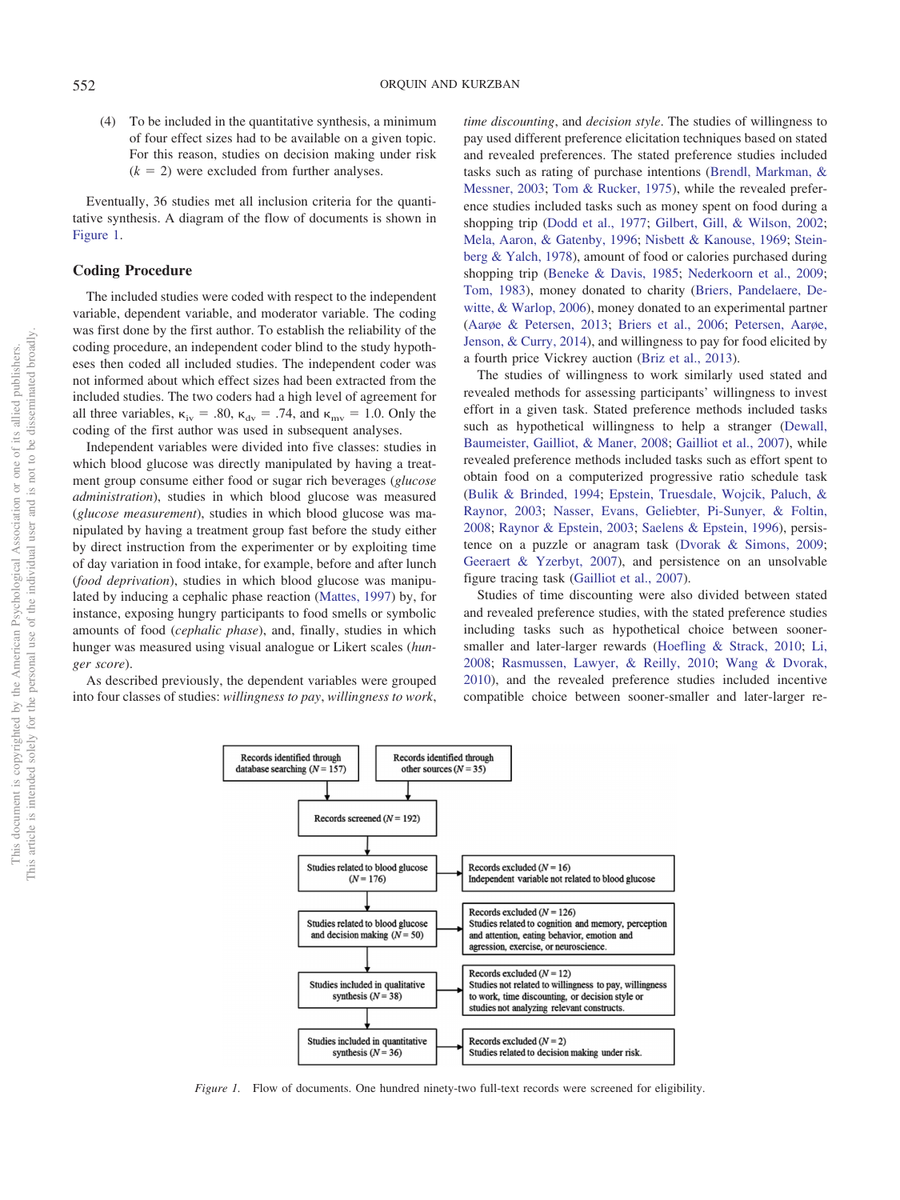(4) To be included in the quantitative synthesis, a minimum of four effect sizes had to be available on a given topic. For this reason, studies on decision making under risk ($k$ = 2) were excluded from further analyses.

Eventually, 36 studies met all inclusion criteria for the quantitative synthesis. A diagram of the flow of documents is shown in Figure 1.

## Coding Procedure

The included studies were coded with respect to the independent variable, dependent variable, and moderator variable. The coding was first done by the first author. To establish the reliability of the coding procedure, an independent coder blind to the study hypotheses then coded all included studies. The independent coder was not informed about which effect sizes had been extracted from the included studies. The two coders had a high level of agreement for all three variables, $\kappa_{iv}$ = .80, $\kappa_{dv}$ = .74, and $\kappa_{mv}$ = 1.0. Only the coding of the first author was used in subsequent analyses.

Independent variables were divided into five classes: studies in which blood glucose was directly manipulated by having a treatment group consume either food or sugar rich beverages (*glucose administration*), studies in which blood glucose was measured (*glucose measurement*), studies in which blood glucose was manipulated by having a treatment group fast before the study either by direct instruction from the experimenter or by exploiting time of day variation in food intake, for example, before and after lunch (*food deprivation*), studies in which blood glucose was manipulated by inducing a cephalic phase reaction (Mattes, 1997) by, for instance, exposing hungry participants to food smells or symbolic amounts of food (*cephalic phase*), and, finally, studies in which hunger was measured using visual analogue or Likert scales (*hunger score*).

As described previously, the dependent variables were grouped into four classes of studies: *willingness to pay*, *willingness to work*, *time discounting*, and *decision style*. The studies of willingness to pay used different preference elicitation techniques based on stated and revealed preferences. The stated preference studies included tasks such as rating of purchase intentions (Brendl, Markman, & Messner, 2003; Tom & Rucker, 1975), while the revealed preference studies included tasks such as money spent on food during a shopping trip (Dodd et al., 1977; Gilbert, Gill, & Wilson, 2002; Mela, Aaron, & Gatenby, 1996; Nisbett & Kanouse, 1969; Steinberg & Yalch, 1978), amount of food or calories purchased during shopping trip (Beneke & Davis, 1985; Nederkoorn et al., 2009; Tom, 1983), money donated to charity (Briers, Pandelaere, Dewitte, & Warlop, 2006), money donated to an experimental partner (Aarøe & Petersen, 2013; Briers et al., 2006; Petersen, Aarøe, Jenson, & Curry, 2014), and willingness to pay for food elicited by a fourth price Vickrey auction (Briz et al., 2013).

The studies of willingness to work similarly used stated and revealed methods for assessing participants' willingness to invest effort in a given task. Stated preference methods included tasks such as hypothetical willingness to help a stranger (Dewall, Baumeister, Gailliot, & Maner, 2008; Gailliot et al., 2007), while revealed preference methods included tasks such as effort spent to obtain food on a computerized progressive ratio schedule task (Bulik & Brinded, 1994; Epstein, Truesdale, Wojcik, Paluch, & Raynor, 2003; Nasser, Evans, Geliebter, Pi-Sunyer, & Foltin, 2008; Raynor & Epstein, 2003; Saelens & Epstein, 1996), persistence on a puzzle or anagram task (Dvorak & Simons, 2009; Geeraert & Yzerbyt, 2007), and persistence on an unsolvable figure tracing task (Gailliot et al., 2007).

Studies of time discounting were also divided between stated and revealed preference studies, with the stated preference studies including tasks such as hypothetical choice between sooner-smaller and later-larger rewards (Hoefling & Strack, 2010; Li, 2008; Rasmussen, Lawyer, & Reilly, 2010; Wang & Dvorak, 2010), and the revealed preference studies included incentive compatible choice between sooner-smaller and later-larger re-

Records identified through database searching ($N$ = 157) | Records identified through other sources ($N$ = 35)
→ Records screened ($N$ = 192)
→ Studies related to blood glucose ($N$ = 176) — Records excluded ($N$ = 16) Independent variable not related to blood glucose
→ Studies related to blood glucose and decision making ($N$ = 50) — Records excluded ($N$ = 126) Studies related to cognition and memory, perception and attention, eating behavior, emotion and agression, exercise, or neuroscience.
→ Studies included in qualitative synthesis ($N$ = 38) — Records excluded ($N$ = 12) Studies not related to willingness to pay, willingness to work, time discounting, or decision style or studies not analyzing relevant constructs.
→ Studies included in quantitative synthesis ($N$ = 36) — Records excluded ($N$ = 2) Studies related to decision making under risk.

*Figure 1.* Flow of documents. One hundred ninety-two full-text records were screened for eligibility.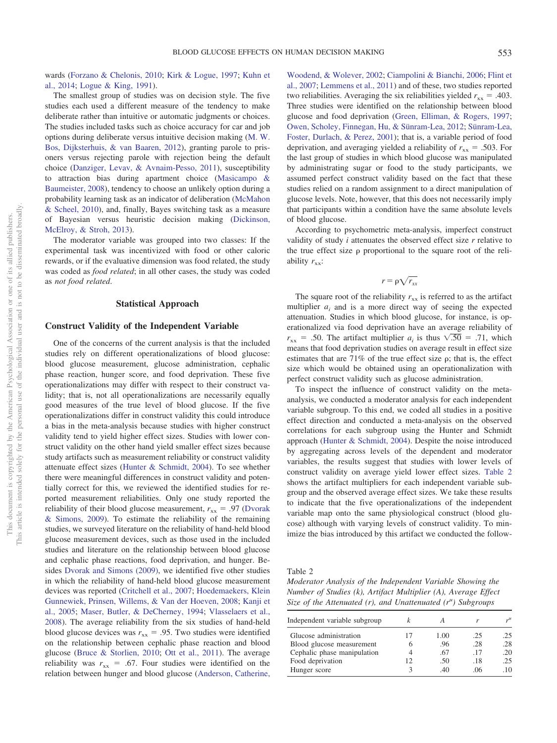wards (Forzano & Chelonis, 2010; Kirk & Logue, 1997; Kuhn et al., 2014; Logue & King, 1991).

The smallest group of studies was on decision style. The five studies each used a different measure of the tendency to make deliberate rather than intuitive or automatic judgments or choices. The studies included tasks such as choice accuracy for car and job options during deliberate versus intuitive decision making (M. W. Bos, Dijksterhuis, & van Baaren, 2012), granting parole to prisoners versus rejecting parole with rejection being the default choice (Danziger, Levav, & Avnaim-Pesso, 2011), susceptibility to attraction bias during apartment choice (Masicampo & Baumeister, 2008), tendency to choose an unlikely option during a probability learning task as an indicator of deliberation (McMahon & Scheel, 2010), and, finally, Bayes switching task as a measure of Bayesian versus heuristic decision making (Dickinson, McElroy, & Stroh, 2013).

The moderator variable was grouped into two classes: If the experimental task was incentivized with food or other caloric rewards, or if the evaluative dimension was food related, the study was coded as *food related*; in all other cases, the study was coded as *not food related*.

## Statistical Approach

### Construct Validity of the Independent Variable

One of the concerns of the current analysis is that the included studies rely on different operationalizations of blood glucose: blood glucose measurement, glucose administration, cephalic phase reaction, hunger score, and food deprivation. These five operationalizations may differ with respect to their construct validity; that is, not all operationalizations are necessarily equally good measures of the true level of blood glucose. If the five operationalizations differ in construct validity this could introduce a bias in the meta-analysis because studies with higher construct validity tend to yield higher effect sizes. Studies with lower construct validity on the other hand yield smaller effect sizes because study artifacts such as measurement reliability or construct validity attenuate effect sizes (Hunter & Schmidt, 2004). To see whether there were meaningful differences in construct validity and potentially correct for this, we reviewed the identified studies for reported measurement reliabilities. Only one study reported the reliability of their blood glucose measurement, $r_{xx}$ = .97 (Dvorak & Simons, 2009). To estimate the reliability of the remaining studies, we surveyed literature on the reliability of hand-held blood glucose measurement devices, such as those used in the included studies and literature on the relationship between blood glucose and cephalic phase reactions, food deprivation, and hunger. Besides Dvorak and Simons (2009), we identified five other studies in which the reliability of hand-held blood glucose measurement devices was reported (Critchell et al., 2007; Hoedemaekers, Klein Gunnewiek, Prinsen, Willems, & Van der Hoeven, 2008; Kanji et al., 2005; Maser, Butler, & DeCherney, 1994; Vlasselaers et al., 2008). The average reliability from the six studies of hand-held blood glucose devices was $r_{xx}$ = .95. Two studies were identified on the relationship between cephalic phase reaction and blood glucose (Bruce & Storlien, 2010; Ott et al., 2011). The average reliability was $r_{xx}$ = .67. Four studies were identified on the relation between hunger and blood glucose (Anderson, Catherine, Woodend, & Wolever, 2002; Ciampolini & Bianchi, 2006; Flint et al., 2007; Lemmens et al., 2011) and of these, two studies reported two reliabilities. Averaging the six reliabilities yielded $r_{xx}$ = .403. Three studies were identified on the relationship between blood glucose and food deprivation (Green, Elliman, & Rogers, 1997; Owen, Scholey, Finnegan, Hu, & Sünram-Lea, 2012; Sünram-Lea, Foster, Durlach, & Perez, 2001); that is, a variable period of food deprivation, and averaging yielded a reliability of $r_{xx}$ = .503. For the last group of studies in which blood glucose was manipulated by administrating sugar or food to the study participants, we assumed perfect construct validity based on the fact that these studies relied on a random assignment to a direct manipulation of glucose levels. Note, however, that this does not necessarily imply that participants within a condition have the same absolute levels of blood glucose.

According to psychometric meta-analysis, imperfect construct validity of study $i$ attenuates the observed effect size $r$ relative to the true effect size $\rho$ proportional to the square root of the reliability $r_{xx}$:

$$r = \rho\sqrt{r_{xx}}$$

The square root of the reliability $r_{xx}$ is referred to as the artifact multiplier $a_i$ and is a more direct way of seeing the expected attenuation. Studies in which blood glucose, for instance, is operationalized via food deprivation have an average reliability of $r_{xx}$ = .50. The artifact multiplier $a_i$ is thus $\sqrt{.50}$ = .71, which means that food deprivation studies on average result in effect size estimates that are 71% of the true effect size $\rho$; that is, the effect size which would be obtained using an operationalization with perfect construct validity such as glucose administration.

To inspect the influence of construct validity on the meta-analysis, we conducted a moderator analysis for each independent variable subgroup. To this end, we coded all studies in a positive effect direction and conducted a meta-analysis on the observed correlations for each subgroup using the Hunter and Schmidt approach (Hunter & Schmidt, 2004). Despite the noise introduced by aggregating across levels of the dependent and moderator variables, the results suggest that studies with lower levels of construct validity on average yield lower effect sizes. Table 2 shows the artifact multipliers for each independent variable subgroup and the observed average effect sizes. We take these results to indicate that the five operationalizations of the independent variable map onto the same physiological construct (blood glucose) although with varying levels of construct validity. To minimize the bias introduced by this artifact we conducted the follow-

Table 2
*Moderator Analysis of the Independent Variable Showing the Number of Studies (k), Artifact Multiplier (A), Average Effect Size of the Attenuated (r), and Unattenuated ($r^u$) Subgroups*

| Independent variable subgroup | $k$ | $A$ | $r$ | $r^u$ |
|---|---|---|---|---|
| Glucose administration | 17 | 1.00 | .25 | .25 |
| Blood glucose measurement | 6 | .96 | .28 | .28 |
| Cephalic phase manipulation | 4 | .67 | .17 | .20 |
| Food deprivation | 12 | .50 | .18 | .25 |
| Hunger score | 3 | .40 | .06 | .10 |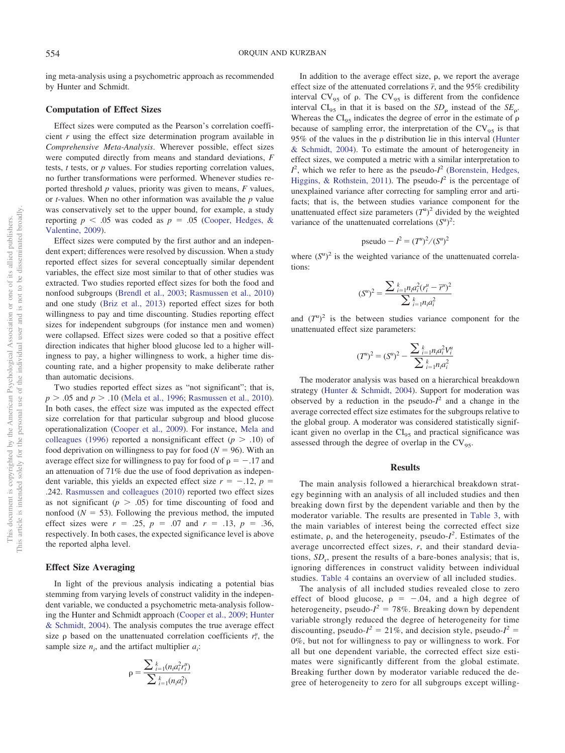ing meta-analysis using a psychometric approach as recommended by Hunter and Schmidt.

## Computation of Effect Sizes

Effect sizes were computed as the Pearson's correlation coefficient $r$ using the effect size determination program available in *Comprehensive Meta-Analysis*. Wherever possible, effect sizes were computed directly from means and standard deviations, $F$ tests, $t$ tests, or $p$ values. For studies reporting correlation values, no further transformations were performed. Whenever studies reported threshold $p$ values, priority was given to means, $F$ values, or $t$-values. When no other information was available the $p$ value was conservatively set to the upper bound, for example, a study reporting $p < .05$ was coded as $p = .05$ (Cooper, Hedges, & Valentine, 2009).

Effect sizes were computed by the first author and an independent expert; differences were resolved by discussion. When a study reported effect sizes for several conceptually similar dependent variables, the effect size most similar to that of other studies was extracted. Two studies reported effect sizes for both the food and nonfood subgroups (Brendl et al., 2003; Rasmussen et al., 2010) and one study (Briz et al., 2013) reported effect sizes for both willingness to pay and time discounting. Studies reporting effect sizes for independent subgroups (for instance men and women) were collapsed. Effect sizes were coded so that a positive effect direction indicates that higher blood glucose led to a higher willingness to pay, a higher willingness to work, a higher time discounting rate, and a higher propensity to make deliberate rather than automatic decisions.

Two studies reported effect sizes as "not significant"; that is, $p > .05$ and $p > .10$ (Mela et al., 1996; Rasmussen et al., 2010). In both cases, the effect size was imputed as the expected effect size correlation for that particular subgroup and blood glucose operationalization (Cooper et al., 2009). For instance, Mela and colleagues (1996) reported a nonsignificant effect ($p > .10$) of food deprivation on willingness to pay for food ($N = 96$). With an average effect size for willingness to pay for food of $\rho = -.17$ and an attenuation of 71% due the use of food deprivation as independent variable, this yields an expected effect size $r = -.12$, $p = .242$. Rasmussen and colleagues (2010) reported two effect sizes as not significant ($p > .05$) for time discounting of food and nonfood ($N = 53$). Following the previous method, the imputed effect sizes were $r = .25$, $p = .07$ and $r = .13$, $p = .36$, respectively. In both cases, the expected significance level is above the reported alpha level.

## Effect Size Averaging

In light of the previous analysis indicating a potential bias stemming from varying levels of construct validity in the independent variable, we conducted a psychometric meta-analysis following the Hunter and Schmidt approach (Cooper et al., 2009; Hunter & Schmidt, 2004). The analysis computes the true average effect size $\rho$ based on the unattenuated correlation coefficients $r_i^u$, the sample size $n_i$, and the artifact multiplier $a_i$:

$$\rho = \frac{\sum_{i=1}^{k}(n_i a_i^2 r_i^u)}{\sum_{i=1}^{k}(n_i a_i^2)}$$

In addition to the average effect size, $\rho$, we report the average effect size of the attenuated correlations $\bar{r}$, and the 95% credibility interval $CV_{95}$ of $\rho$. The $CV_{95}$ is different from the confidence interval $CI_{95}$ in that it is based on the $SD_\rho$ instead of the $SE_\rho$. Whereas the $CI_{95}$ indicates the degree of error in the estimate of $\rho$ because of sampling error, the interpretation of the $CV_{95}$ is that 95% of the values in the $\rho$ distribution lie in this interval (Hunter & Schmidt, 2004). To estimate the amount of heterogeneity in effect sizes, we computed a metric with a similar interpretation to $I^2$, which we refer to here as the pseudo-$I^2$ (Borenstein, Hedges, Higgins, & Rothstein, 2011). The pseudo-$I^2$ is the percentage of unexplained variance after correcting for sampling error and artifacts; that is, the between studies variance component for the unattenuated effect size parameters $(T^u)^2$ divided by the weighted variance of the unattenuated correlations $(S^u)^2$:

$$\text{pseudo} - I^2 = (T^u)^2/(S^u)^2$$

where $(S^u)^2$ is the weighted variance of the unattenuated correlations:

$$(S^u)^2 = \frac{\sum_{i=1}^{k} n_i a_i^2 (r_i^u - \bar{r}^u)^2}{\sum_{i=1}^{k} n_i a_i^2}$$

and $(T^u)^2$ is the between studies variance component for the unattenuated effect size parameters:

$$(T^u)^2 = (S^u)^2 - \frac{\sum_{i=1}^{k} n_i a_i^2 V_i^u}{\sum_{i=1}^{k} n_i a_i^2}$$

The moderator analysis was based on a hierarchical breakdown strategy (Hunter & Schmidt, 2004). Support for moderation was observed by a reduction in the pseudo-$I^2$ and a change in the average corrected effect size estimates for the subgroups relative to the global group. A moderator was considered statistically significant given no overlap in the $CI_{95}$ and practical significance was assessed through the degree of overlap in the $CV_{95}$.

# Results

The main analysis followed a hierarchical breakdown strategy beginning with an analysis of all included studies and then breaking down first by the dependent variable and then by the moderator variable. The results are presented in Table 3, with the main variables of interest being the corrected effect size estimate, $\rho$, and the heterogeneity, pseudo-$I^2$. Estimates of the average uncorrected effect sizes, $r$, and their standard deviations, $SD_r$, present the results of a bare-bones analysis; that is, ignoring differences in construct validity between individual studies. Table 4 contains an overview of all included studies.

The analysis of all included studies revealed close to zero effect of blood glucose, $\rho = -.04$, and a high degree of heterogeneity, pseudo-$I^2 = 78\%$. Breaking down by dependent variable strongly reduced the degree of heterogeneity for time discounting, pseudo-$I^2 = 21\%$, and decision style, pseudo-$I^2 = 0\%$, but not for willingness to pay or willingness to work. For all but one dependent variable, the corrected effect size estimates were significantly different from the global estimate. Breaking further down by moderator variable reduced the degree of heterogeneity to zero for all subgroups except willing-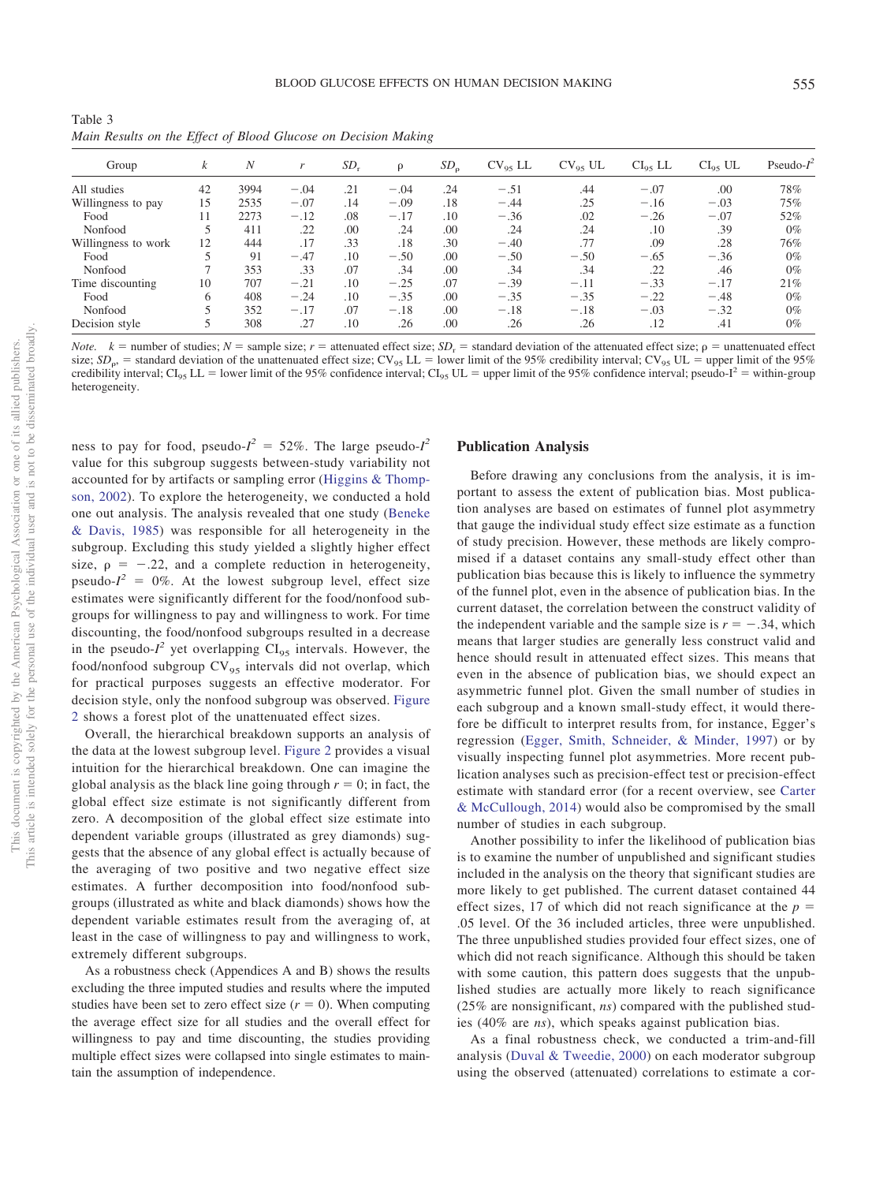Table 3
*Main Results on the Effect of Blood Glucose on Decision Making*

| Group | $k$ | $N$ | $r$ | $SD_r$ | ρ | $SD_\rho$ | $CV_{95}$ LL | $CV_{95}$ UL | $CI_{95}$ LL | $CI_{95}$ UL | Pseudo-$I^2$ |
|---|---|---|---|---|---|---|---|---|---|---|---|
| All studies | 42 | 3994 | −.04 | .21 | −.04 | .24 | −.51 | .44 | −.07 | .00 | 78% |
| Willingness to pay | 15 | 2535 | −.07 | .14 | −.09 | .18 | −.44 | .25 | −.16 | −.03 | 75% |
| Food | 11 | 2273 | −.12 | .08 | −.17 | .10 | −.36 | .02 | −.26 | −.07 | 52% |
| Nonfood | 5 | 411 | .22 | .00 | .24 | .00 | .24 | .24 | .10 | .39 | 0% |
| Willingness to work | 12 | 444 | .17 | .33 | .18 | .30 | −.40 | .77 | .09 | .28 | 76% |
| Food | 5 | 91 | −.47 | .10 | −.50 | .00 | −.50 | −.50 | −.65 | −.36 | 0% |
| Nonfood | 7 | 353 | .33 | .07 | .34 | .00 | .34 | .34 | .22 | .46 | 0% |
| Time discounting | 10 | 707 | −.21 | .10 | −.25 | .07 | −.39 | −.11 | −.33 | −.17 | 21% |
| Food | 6 | 408 | −.24 | .10 | −.35 | .00 | −.35 | −.35 | −.22 | −.48 | 0% |
| Nonfood | 5 | 352 | −.17 | .07 | −.18 | .00 | −.18 | −.18 | −.03 | −.32 | 0% |
| Decision style | 5 | 308 | .27 | .10 | .26 | .00 | .26 | .26 | .12 | .41 | 0% |

*Note.* $k$ = number of studies; $N$ = sample size; $r$ = attenuated effect size; $SD_r$ = standard deviation of the attenuated effect size; ρ = unattenuated effect size; $SD_\rho$ = standard deviation of the unattenuated effect size; $CV_{95}$ LL = lower limit of the 95% credibility interval; $CV_{95}$ UL = upper limit of the 95% credibility interval; $CI_{95}$ LL = lower limit of the 95% confidence interval; $CI_{95}$ UL = upper limit of the 95% confidence interval; pseudo-$I^2$ = within-group heterogeneity.

ness to pay for food, pseudo-$I^2$ = 52%. The large pseudo-$I^2$ value for this subgroup suggests between-study variability not accounted for by artifacts or sampling error (Higgins & Thompson, 2002). To explore the heterogeneity, we conducted a hold one out analysis. The analysis revealed that one study (Beneke & Davis, 1985) was responsible for all heterogeneity in the subgroup. Excluding this study yielded a slightly higher effect size, ρ = −.22, and a complete reduction in heterogeneity, pseudo-$I^2$ = 0%. At the lowest subgroup level, effect size estimates were significantly different for the food/nonfood subgroups for willingness to pay and willingness to work. For time discounting, the food/nonfood subgroups resulted in a decrease in the pseudo-$I^2$ yet overlapping $CI_{95}$ intervals. However, the food/nonfood subgroup $CV_{95}$ intervals did not overlap, which for practical purposes suggests an effective moderator. For decision style, only the nonfood subgroup was observed. Figure 2 shows a forest plot of the unattenuated effect sizes.

Overall, the hierarchical breakdown supports an analysis of the data at the lowest subgroup level. Figure 2 provides a visual intuition for the hierarchical breakdown. One can imagine the global analysis as the black line going through $r = 0$; in fact, the global effect size estimate is not significantly different from zero. A decomposition of the global effect size estimate into dependent variable groups (illustrated as grey diamonds) suggests that the absence of any global effect is actually because of the averaging of two positive and two negative effect size estimates. A further decomposition into food/nonfood subgroups (illustrated as white and black diamonds) shows how the dependent variable estimates result from the averaging of, at least in the case of willingness to pay and willingness to work, extremely different subgroups.

As a robustness check (Appendices A and B) shows the results excluding the three imputed studies and results where the imputed studies have been set to zero effect size ($r = 0$). When computing the average effect size for all studies and the overall effect for willingness to pay and time discounting, the studies providing multiple effect sizes were collapsed into single estimates to maintain the assumption of independence.

## Publication Analysis

Before drawing any conclusions from the analysis, it is important to assess the extent of publication bias. Most publication analyses are based on estimates of funnel plot asymmetry that gauge the individual study effect size estimate as a function of study precision. However, these methods are likely compromised if a dataset contains any small-study effect other than publication bias because this is likely to influence the symmetry of the funnel plot, even in the absence of publication bias. In the current dataset, the correlation between the construct validity of the independent variable and the sample size is $r = -.34$, which means that larger studies are generally less construct valid and hence should result in attenuated effect sizes. This means that even in the absence of publication bias, we should expect an asymmetric funnel plot. Given the small number of studies in each subgroup and a known small-study effect, it would therefore be difficult to interpret results from, for instance, Egger's regression (Egger, Smith, Schneider, & Minder, 1997) or by visually inspecting funnel plot asymmetries. More recent publication analyses such as precision-effect test or precision-effect estimate with standard error (for a recent overview, see Carter & McCullough, 2014) would also be compromised by the small number of studies in each subgroup.

Another possibility to infer the likelihood of publication bias is to examine the number of unpublished and significant studies included in the analysis on the theory that significant studies are more likely to get published. The current dataset contained 44 effect sizes, 17 of which did not reach significance at the $p$ = .05 level. Of the 36 included articles, three were unpublished. The three unpublished studies provided four effect sizes, one of which did not reach significance. Although this should be taken with some caution, this pattern does suggest that the unpublished studies are actually more likely to reach significance (25% are nonsignificant, *ns*) compared with the published studies (40% are *ns*), which speaks against publication bias.

As a final robustness check, we conducted a trim-and-fill analysis (Duval & Tweedie, 2000) on each moderator subgroup using the observed (attenuated) correlations to estimate a cor-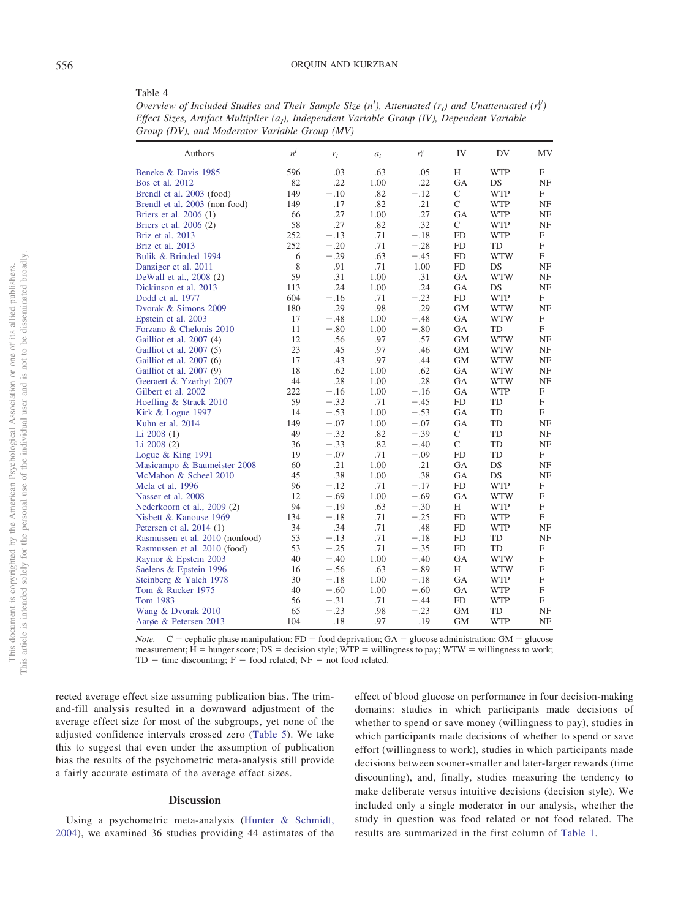Table 4

*Overview of Included Studies and Their Sample Size ($n^I$), Attenuated ($r_I$) and Unattenuated ($r_I^U$) Effect Sizes, Artifact Multiplier ($a_I$), Independent Variable Group (IV), Dependent Variable Group (DV), and Moderator Variable Group (MV)*

| Authors | $n^i$ | $r_i$ | $a_i$ | $r_i^u$ | IV | DV | MV |
|---|---|---|---|---|---|---|---|
| Beneke & Davis 1985 | 596 | .03 | .63 | .05 | H | WTP | F |
| Bos et al. 2012 | 82 | .22 | 1.00 | .22 | GA | DS | NF |
| Brendl et al. 2003 (food) | 149 | −.10 | .82 | −.12 | C | WTP | F |
| Brendl et al. 2003 (non-food) | 149 | .17 | .82 | .21 | C | WTP | NF |
| Briers et al. 2006 (1) | 66 | .27 | 1.00 | .27 | GA | WTP | NF |
| Briers et al. 2006 (2) | 58 | .27 | .82 | .32 | C | WTP | NF |
| Briz et al. 2013 | 252 | −.13 | .71 | −.18 | FD | WTP | F |
| Briz et al. 2013 | 252 | −.20 | .71 | −.28 | FD | TD | F |
| Bulik & Brinded 1994 | 6 | −.29 | .63 | −.45 | FD | WTW | F |
| Danziger et al. 2011 | 8 | .91 | .71 | 1.00 | FD | DS | NF |
| DeWall et al., 2008 (2) | 59 | .31 | 1.00 | .31 | GA | WTW | NF |
| Dickinson et al. 2013 | 113 | .24 | 1.00 | .24 | GA | DS | NF |
| Dodd et al. 1977 | 604 | −.16 | .71 | −.23 | FD | WTP | F |
| Dvorak & Simons 2009 | 180 | .29 | .98 | .29 | GM | WTW | NF |
| Epstein et al. 2003 | 17 | −.48 | 1.00 | −.48 | GA | WTW | F |
| Forzano & Chelonis 2010 | 11 | −.80 | 1.00 | −.80 | GA | TD | F |
| Gailliot et al. 2007 (4) | 12 | .56 | .97 | .57 | GM | WTW | NF |
| Gailliot et al. 2007 (5) | 23 | .45 | .97 | .46 | GM | WTW | NF |
| Gailliot et al. 2007 (6) | 17 | .43 | .97 | .44 | GM | WTW | NF |
| Gailliot et al. 2007 (9) | 18 | .62 | 1.00 | .62 | GA | WTW | NF |
| Geeraert & Yzerbyt 2007 | 44 | .28 | 1.00 | .28 | GA | WTW | NF |
| Gilbert et al. 2002 | 222 | −.16 | 1.00 | −.16 | GA | WTP | F |
| Hoefling & Strack 2010 | 59 | −.32 | .71 | −.45 | FD | TD | F |
| Kirk & Logue 1997 | 14 | −.53 | 1.00 | −.53 | GA | TD | F |
| Kuhn et al. 2014 | 149 | −.07 | 1.00 | −.07 | GA | TD | NF |
| Li 2008 (1) | 49 | −.32 | .82 | −.39 | C | TD | NF |
| Li 2008 (2) | 36 | −.33 | .82 | −.40 | C | TD | NF |
| Logue & King 1991 | 19 | −.07 | .71 | −.09 | FD | TD | F |
| Masicampo & Baumeister 2008 | 60 | .21 | 1.00 | .21 | GA | DS | NF |
| McMahon & Scheel 2010 | 45 | .38 | 1.00 | .38 | GA | DS | NF |
| Mela et al. 1996 | 96 | −.12 | .71 | −.17 | FD | WTP | F |
| Nasser et al. 2008 | 12 | −.69 | 1.00 | −.69 | GA | WTW | F |
| Nederkoorn et al., 2009 (2) | 94 | −.19 | .63 | −.30 | H | WTP | F |
| Nisbett & Kanouse 1969 | 134 | −.18 | .71 | −.25 | FD | WTP | F |
| Petersen et al. 2014 (1) | 34 | .34 | .71 | .48 | FD | WTP | NF |
| Rasmussen et al. 2010 (nonfood) | 53 | −.13 | .71 | −.18 | FD | TD | NF |
| Rasmussen et al. 2010 (food) | 53 | −.25 | .71 | −.35 | FD | TD | F |
| Raynor & Epstein 2003 | 40 | −.40 | 1.00 | −.40 | GA | WTW | F |
| Saelens & Epstein 1996 | 16 | −.56 | .63 | −.89 | H | WTW | F |
| Steinberg & Yalch 1978 | 30 | −.18 | 1.00 | −.18 | GA | WTP | F |
| Tom & Rucker 1975 | 40 | −.60 | 1.00 | −.60 | GA | WTP | F |
| Tom 1983 | 56 | −.31 | .71 | −.44 | FD | WTP | F |
| Wang & Dvorak 2010 | 65 | −.23 | .98 | −.23 | GM | TD | NF |
| Aarøe & Petersen 2013 | 104 | .18 | .97 | .19 | GM | WTP | NF |

*Note.* C = cephalic phase manipulation; FD = food deprivation; GA = glucose administration; GM = glucose measurement; H = hunger score; DS = decision style; WTP = willingness to pay; WTW = willingness to work; TD = time discounting; F = food related; NF = not food related.

rected average effect size assuming publication bias. The trim-and-fill analysis resulted in a downward adjustment of the average effect size for most of the subgroups, yet none of the adjusted confidence intervals crossed zero (Table 5). We take this to suggest that even under the assumption of publication bias the results of the psychometric meta-analysis still provide a fairly accurate estimate of the average effect sizes.

## Discussion

Using a psychometric meta-analysis (Hunter & Schmidt, 2004), we examined 36 studies providing 44 estimates of the effect of blood glucose on performance in four decision-making domains: studies in which participants made decisions of whether to spend or save money (willingness to pay), studies in which participants made decisions of whether to spend or save effort (willingness to work), studies in which participants made decisions between sooner-smaller and later-larger rewards (time discounting), and, finally, studies measuring the tendency to make deliberate versus intuitive decisions (decision style). We included only a single moderator in our analysis, whether the study in question was food related or not food related. The results are summarized in the first column of Table 1.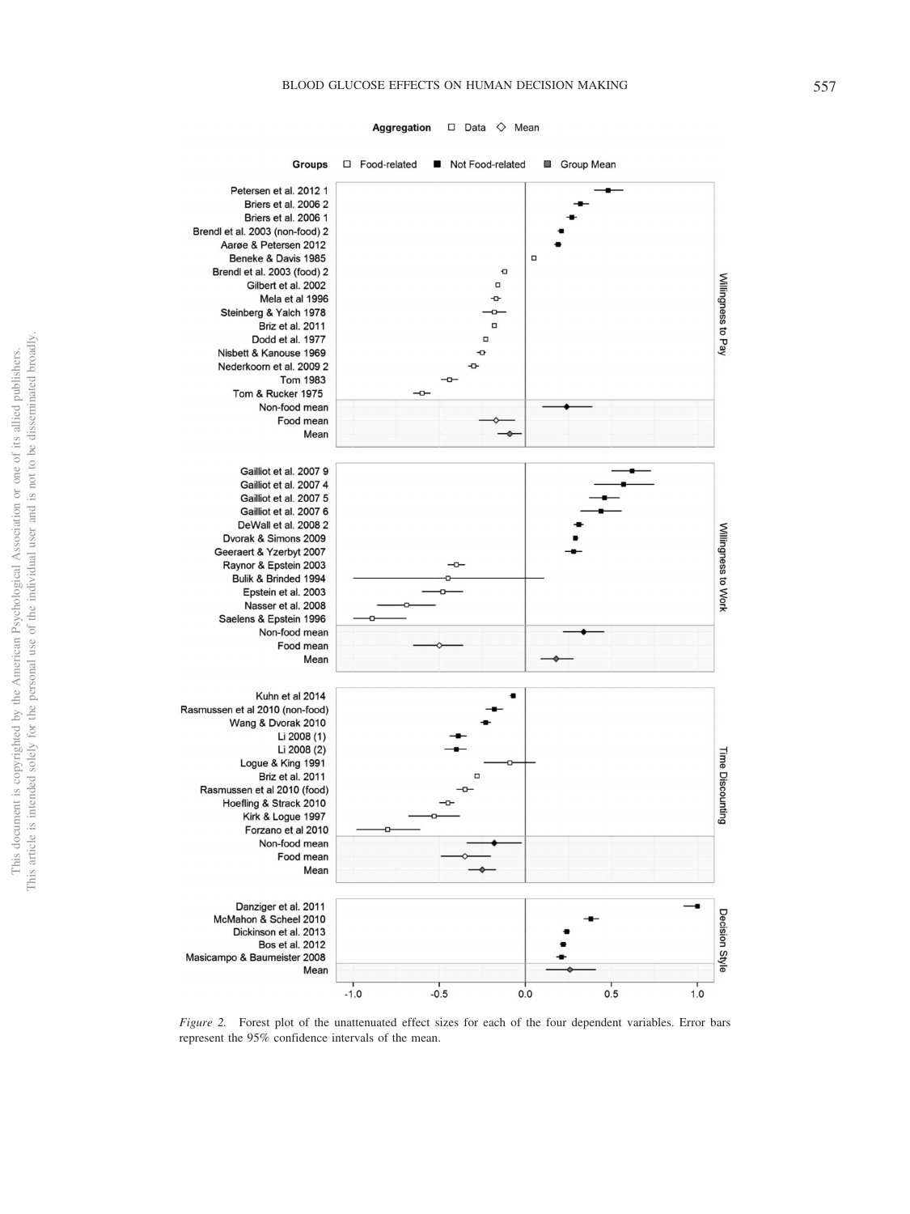Figure 2. Forest plot of the unattenuated effect sizes for each of the four dependent variables. Error bars represent the 95% confidence intervals of the mean.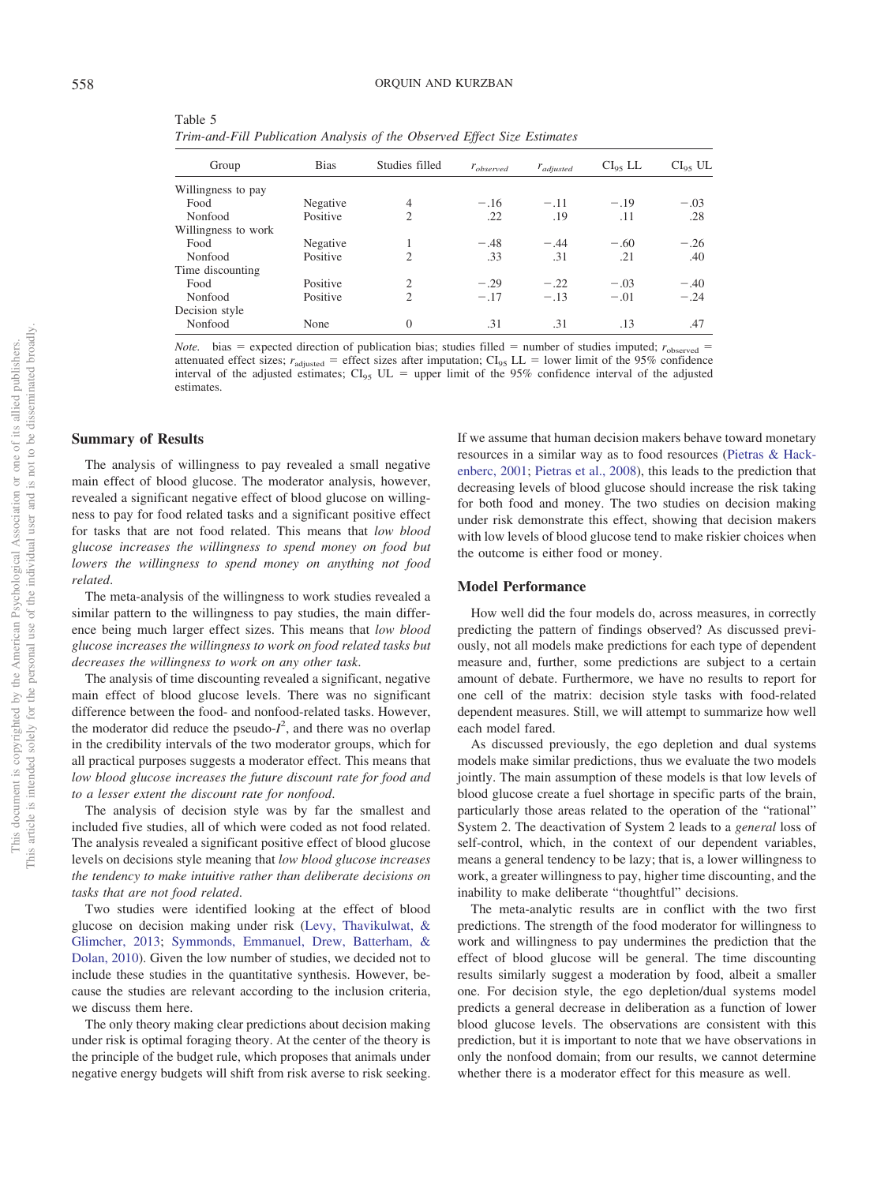Table 5
*Trim-and-Fill Publication Analysis of the Observed Effect Size Estimates*

| Group | Bias | Studies filled | $r_{observed}$ | $r_{adjusted}$ | $CI_{95}$ LL | $CI_{95}$ UL |
|---|---|---|---|---|---|---|
| Willingness to pay | | | | | | |
| Food | Negative | 4 | −.16 | −.11 | −.19 | −.03 |
| Nonfood | Positive | 2 | .22 | .19 | .11 | .28 |
| Willingness to work | | | | | | |
| Food | Negative | 1 | −.48 | −.44 | −.60 | −.26 |
| Nonfood | Positive | 2 | .33 | .31 | .21 | .40 |
| Time discounting | | | | | | |
| Food | Positive | 2 | −.29 | −.22 | −.03 | −.40 |
| Nonfood | Positive | 2 | −.17 | −.13 | −.01 | −.24 |
| Decision style | | | | | | |
| Nonfood | None | 0 | .31 | .31 | .13 | .47 |

*Note.* bias = expected direction of publication bias; studies filled = number of studies imputed; $r_{\text{observed}}$ = attenuated effect sizes; $r_{\text{adjusted}}$ = effect sizes after imputation; $CI_{95}$ LL = lower limit of the 95% confidence interval of the adjusted estimates; $CI_{95}$ UL = upper limit of the 95% confidence interval of the adjusted estimates.

## Summary of Results

The analysis of willingness to pay revealed a small negative main effect of blood glucose. The moderator analysis, however, revealed a significant negative effect of blood glucose on willingness to pay for food related tasks and a significant positive effect for tasks that are not food related. This means that *low blood glucose increases the willingness to spend money on food but lowers the willingness to spend money on anything not food related*.

The meta-analysis of the willingness to work studies revealed a similar pattern to the willingness to pay studies, the main difference being much larger effect sizes. This means that *low blood glucose increases the willingness to work on food related tasks but decreases the willingness to work on any other task*.

The analysis of time discounting revealed a significant, negative main effect of blood glucose levels. There was no significant difference between the food- and nonfood-related tasks. However, the moderator did reduce the pseudo-$I^2$, and there was no overlap in the credibility intervals of the two moderator groups, which for all practical purposes suggests a moderator effect. This means that *low blood glucose increases the future discount rate for food and to a lesser extent the discount rate for nonfood*.

The analysis of decision style was by far the smallest and included five studies, all of which were coded as not food related. The analysis revealed a significant positive effect of blood glucose levels on decisions style meaning that *low blood glucose increases the tendency to make intuitive rather than deliberate decisions on tasks that are not food related*.

Two studies were identified looking at the effect of blood glucose on decision making under risk (Levy, Thavikulwat, & Glimcher, 2013; Symmonds, Emmanuel, Drew, Batterham, & Dolan, 2010). Given the low number of studies, we decided not to include these studies in the quantitative synthesis. However, because the studies are relevant according to the inclusion criteria, we discuss them here.

The only theory making clear predictions about decision making under risk is optimal foraging theory. At the center of the theory is the principle of the budget rule, which proposes that animals under negative energy budgets will shift from risk averse to risk seeking. If we assume that human decision makers behave toward monetary resources in a similar way as to food resources (Pietras & Hackenberc, 2001; Pietras et al., 2008), this leads to the prediction that decreasing levels of blood glucose should increase the risk taking for both food and money. The two studies on decision making under risk demonstrate this effect, showing that decision makers with low levels of blood glucose tend to make riskier choices when the outcome is either food or money.

## Model Performance

How well did the four models do, across measures, in correctly predicting the pattern of findings observed? As discussed previously, not all models make predictions for each type of dependent measure and, further, some predictions are subject to a certain amount of debate. Furthermore, we have no results to report for one cell of the matrix: decision style tasks with food-related dependent measures. Still, we will attempt to summarize how well each model fared.

As discussed previously, the ego depletion and dual systems models make similar predictions, thus we evaluate the two models jointly. The main assumption of these models is that low levels of blood glucose create a fuel shortage in specific parts of the brain, particularly those areas related to the operation of the "rational" System 2. The deactivation of System 2 leads to a *general* loss of self-control, which, in the context of our dependent variables, means a general tendency to be lazy; that is, a lower willingness to work, a greater willingness to pay, higher time discounting, and the inability to make deliberate "thoughtful" decisions.

The meta-analytic results are in conflict with the two first predictions. The strength of the food moderator for willingness to work and willingness to pay undermines the prediction that the effect of blood glucose will be general. The time discounting results similarly suggest a moderation by food, albeit a smaller one. For decision style, the ego depletion/dual systems model predicts a general decrease in deliberation as a function of lower blood glucose levels. The observations are consistent with this prediction, but it is important to note that we have observations in only the nonfood domain; from our results, we cannot determine whether there is a moderator effect for this measure as well.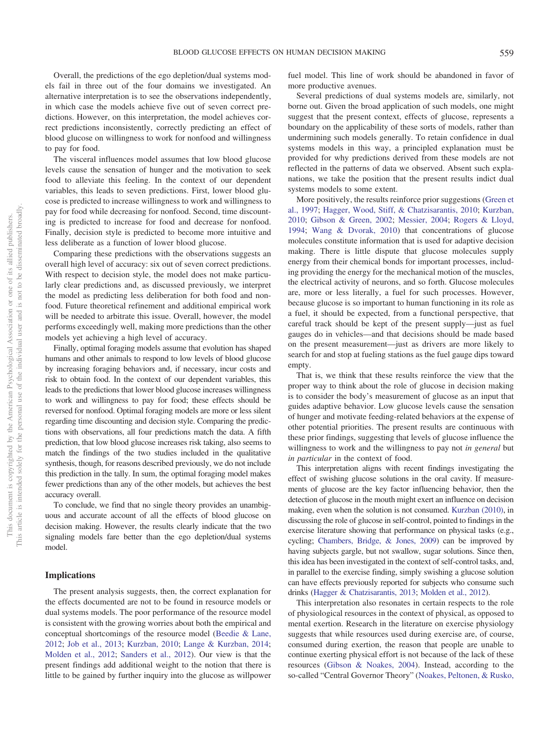Overall, the predictions of the ego depletion/dual systems models fail in three out of the four domains we investigated. An alternative interpretation is to see the observations independently, in which case the models achieve five out of seven correct predictions. However, on this interpretation, the model achieves correct predictions inconsistently, correctly predicting an effect of blood glucose on willingness to work for nonfood and willingness to pay for food.

The visceral influences model assumes that low blood glucose levels cause the sensation of hunger and the motivation to seek food to alleviate this feeling. In the context of our dependent variables, this leads to seven predictions. First, lower blood glucose is predicted to increase willingness to work and willingness to pay for food while decreasing for nonfood. Second, time discounting is predicted to increase for food and decrease for nonfood. Finally, decision style is predicted to become more intuitive and less deliberate as a function of lower blood glucose.

Comparing these predictions with the observations suggests an overall high level of accuracy: six out of seven correct predictions. With respect to decision style, the model does not make particularly clear predictions and, as discussed previously, we interpret the model as predicting less deliberation for both food and nonfood. Future theoretical refinement and additional empirical work will be needed to arbitrate this issue. Overall, however, the model performs exceedingly well, making more predictions than the other models yet achieving a high level of accuracy.

Finally, optimal foraging models assume that evolution has shaped humans and other animals to respond to low levels of blood glucose by increasing foraging behaviors and, if necessary, incur costs and risk to obtain food. In the context of our dependent variables, this leads to the predictions that lower blood glucose increases willingness to work and willingness to pay for food; these effects should be reversed for nonfood. Optimal foraging models are more or less silent regarding time discounting and decision style. Comparing the predictions with observations, all four predictions match the data. A fifth prediction, that low blood glucose increases risk taking, also seems to match the findings of the two studies included in the qualitative synthesis, though, for reasons described previously, we do not include this prediction in the tally. In sum, the optimal foraging model makes fewer predictions than any of the other models, but achieves the best accuracy overall.

To conclude, we find that no single theory provides an unambiguous and accurate account of all the effects of blood glucose on decision making. However, the results clearly indicate that the two signaling models fare better than the ego depletion/dual systems model.

## Implications

The present analysis suggests, then, the correct explanation for the effects documented are not to be found in resource models or dual systems models. The poor performance of the resource model is consistent with the growing worries about both the empirical and conceptual shortcomings of the resource model (Beedie & Lane, 2012; Job et al., 2013; Kurzban, 2010; Lange & Kurzban, 2014; Molden et al., 2012; Sanders et al., 2012). Our view is that the present findings add additional weight to the notion that there is little to be gained by further inquiry into the glucose as willpower fuel model. This line of work should be abandoned in favor of more productive avenues.

Several predictions of dual systems models are, similarly, not borne out. Given the broad application of such models, one might suggest that the present context, effects of glucose, represents a boundary on the applicability of these sorts of models, rather than undermining such models generally. To retain confidence in dual systems models in this way, a principled explanation must be provided for why predictions derived from these models are not reflected in the patterns of data we observed. Absent such explanations, we take the position that the present results indict dual systems models to some extent.

More positively, the results reinforce prior suggestions (Green et al., 1997; Hagger, Wood, Stiff, & Chatzisarantis, 2010; Kurzban, 2010; Gibson & Green, 2002; Messier, 2004; Rogers & Lloyd, 1994; Wang & Dvorak, 2010) that concentrations of glucose molecules constitute information that is used for adaptive decision making. There is little dispute that glucose molecules supply energy from their chemical bonds for important processes, including providing the energy for the mechanical motion of the muscles, the electrical activity of neurons, and so forth. Glucose molecules are, more or less literally, a fuel for such processes. However, because glucose is so important to human functioning in its role as a fuel, it should be expected, from a functional perspective, that careful track should be kept of the present supply—just as fuel gauges do in vehicles—and that decisions should be made based on the present measurement—just as drivers are more likely to search for and stop at fueling stations as the fuel gauge dips toward empty.

That is, we think that these results reinforce the view that the proper way to think about the role of glucose in decision making is to consider the body's measurement of glucose as an input that guides adaptive behavior. Low glucose levels cause the sensation of hunger and motivate feeding-related behaviors at the expense of other potential priorities. The present results are continuous with these prior findings, suggesting that levels of glucose influence the willingness to work and the willingness to pay not *in general* but *in particular* in the context of food.

This interpretation aligns with recent findings investigating the effect of swishing glucose solutions in the oral cavity. If measurements of glucose are the key factor influencing behavior, then the detection of glucose in the mouth might exert an influence on decision making, even when the solution is not consumed. Kurzban (2010), in discussing the role of glucose in self-control, pointed to findings in the exercise literature showing that performance on physical tasks (e.g., cycling; Chambers, Bridge, & Jones, 2009) can be improved by having subjects gargle, but not swallow, sugar solutions. Since then, this idea has been investigated in the context of self-control tasks, and, in parallel to the exercise finding, simply swishing a glucose solution can have effects previously reported for subjects who consume such drinks (Hagger & Chatzisarantis, 2013; Molden et al., 2012).

This interpretation also resonates in certain respects to the role of physiological resources in the context of physical, as opposed to mental exertion. Research in the literature on exercise physiology suggests that while resources used during exercise are, of course, consumed during exertion, the reason that people are unable to continue exerting physical effort is not because of the lack of these resources (Gibson & Noakes, 2004). Instead, according to the so-called "Central Governor Theory" (Noakes, Peltonen, & Rusko,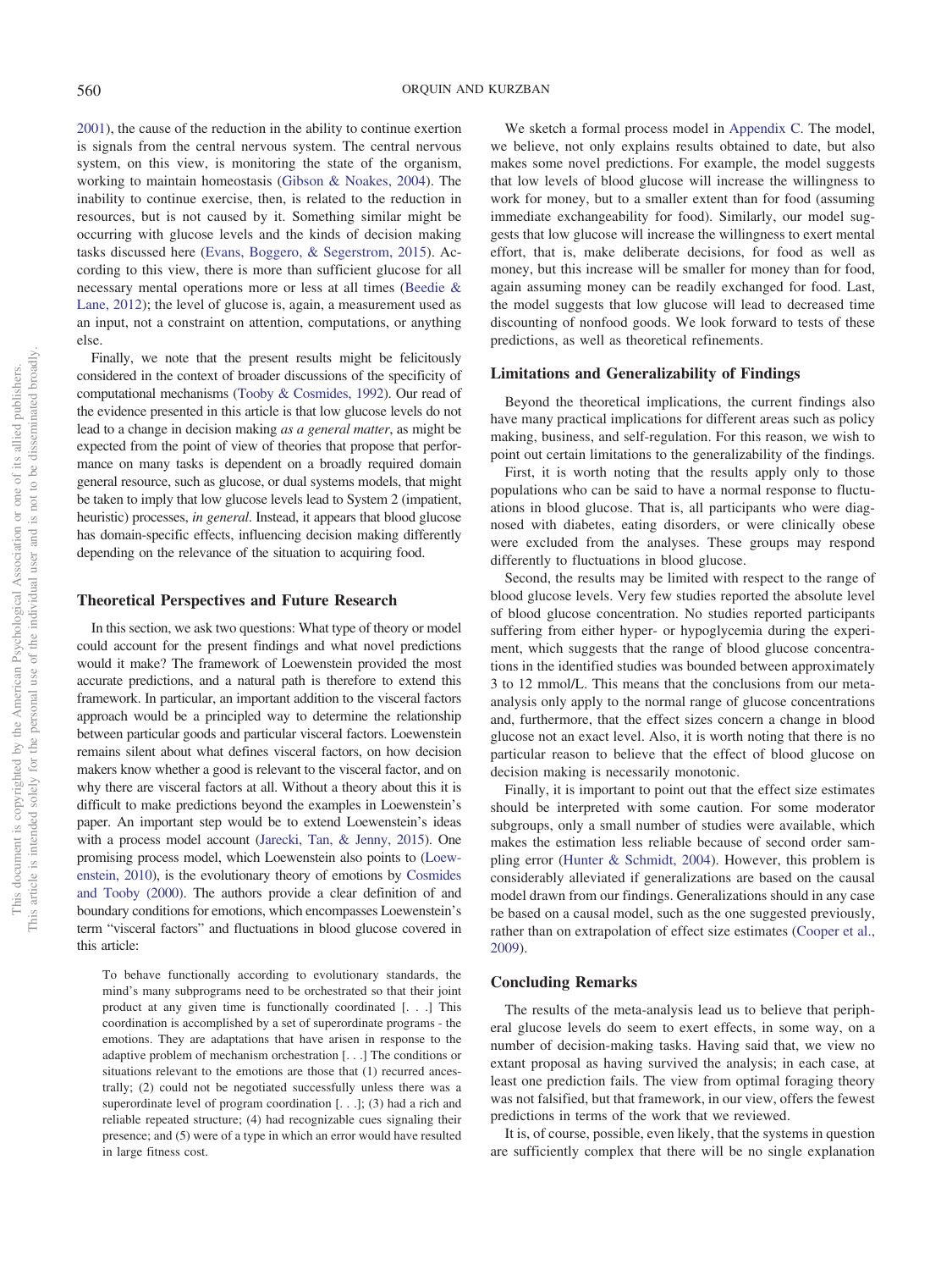2001), the cause of the reduction in the ability to continue exertion is signals from the central nervous system. The central nervous system, on this view, is monitoring the state of the organism, working to maintain homeostasis (Gibson & Noakes, 2004). The inability to continue exercise, then, is related to the reduction in resources, but is not caused by it. Something similar might be occurring with glucose levels and the kinds of decision making tasks discussed here (Evans, Boggero, & Segerstrom, 2015). According to this view, there is more than sufficient glucose for all necessary mental operations more or less at all times (Beedie & Lane, 2012); the level of glucose is, again, a measurement used as an input, not a constraint on attention, computations, or anything else.

Finally, we note that the present results might be felicitously considered in the context of broader discussions of the specificity of computational mechanisms (Tooby & Cosmides, 1992). Our read of the evidence presented in this article is that low glucose levels do not lead to a change in decision making *as a general matter*, as might be expected from the point of view of theories that propose that performance on many tasks is dependent on a broadly required domain general resource, such as glucose, or dual systems models, that might be taken to imply that low glucose levels lead to System 2 (impatient, heuristic) processes, *in general*. Instead, it appears that blood glucose has domain-specific effects, influencing decision making differently depending on the relevance of the situation to acquiring food.

## Theoretical Perspectives and Future Research

In this section, we ask two questions: What type of theory or model could account for the present findings and what novel predictions would it make? The framework of Loewenstein provided the most accurate predictions, and a natural path is therefore to extend this framework. In particular, an important addition to the visceral factors approach would be a principled way to determine the relationship between particular goods and particular visceral factors. Loewenstein remains silent about what defines visceral factors, on how decision makers know whether a good is relevant to the visceral factor, and on why there are visceral factors at all. Without a theory about this it is difficult to make predictions beyond the examples in Loewenstein's paper. An important step would be to extend Loewenstein's ideas with a process model account (Jarecki, Tan, & Jenny, 2015). One promising process model, which Loewenstein also points to (Loewenstein, 2010), is the evolutionary theory of emotions by Cosmides and Tooby (2000). The authors provide a clear definition of and boundary conditions for emotions, which encompasses Loewenstein's term "visceral factors" and fluctuations in blood glucose covered in this article:

> To behave functionally according to evolutionary standards, the mind's many subprograms need to be orchestrated so that their joint product at any given time is functionally coordinated [. . .] This coordination is accomplished by a set of superordinate programs - the emotions. They are adaptations that have arisen in response to the adaptive problem of mechanism orchestration [. . .] The conditions or situations relevant to the emotions are those that (1) recurred ancestrally; (2) could not be negotiated successfully unless there was a superordinate level of program coordination [. . .]; (3) had a rich and reliable repeated structure; (4) had recognizable cues signaling their presence; and (5) were of a type in which an error would have resulted in large fitness cost.

We sketch a formal process model in Appendix C. The model, we believe, not only explains results obtained to date, but also makes some novel predictions. For example, the model suggests that low levels of blood glucose will increase the willingness to work for money, but to a smaller extent than for food (assuming immediate exchangeability for food). Similarly, our model suggests that low glucose will increase the willingness to exert mental effort, that is, make deliberate decisions, for food as well as money, but this increase will be smaller for money than for food, again assuming money can be readily exchanged for food. Last, the model suggests that low glucose will lead to decreased time discounting of nonfood goods. We look forward to tests of these predictions, as well as theoretical refinements.

## Limitations and Generalizability of Findings

Beyond the theoretical implications, the current findings also have many practical implications for different areas such as policy making, business, and self-regulation. For this reason, we wish to point out certain limitations to the generalizability of the findings.

First, it is worth noting that the results apply only to those populations who can be said to have a normal response to fluctuations in blood glucose. That is, all participants who were diagnosed with diabetes, eating disorders, or were clinically obese were excluded from the analyses. These groups may respond differently to fluctuations in blood glucose.

Second, the results may be limited with respect to the range of blood glucose levels. Very few studies reported the absolute level of blood glucose concentration. No studies reported participants suffering from either hyper- or hypoglycemia during the experiment, which suggests that the range of blood glucose concentrations in the identified studies was bounded between approximately 3 to 12 mmol/L. This means that the conclusions from our meta-analysis only apply to the normal range of glucose concentrations and, furthermore, that the effect sizes concern a change in blood glucose not an exact level. Also, it is worth noting that there is no particular reason to believe that the effect of blood glucose on decision making is necessarily monotonic.

Finally, it is important to point out that the effect size estimates should be interpreted with some caution. For some moderator subgroups, only a small number of studies were available, which makes the estimation less reliable because of second order sampling error (Hunter & Schmidt, 2004). However, this problem is considerably alleviated if generalizations are based on the causal model drawn from our findings. Generalizations should in any case be based on a causal model, such as the one suggested previously, rather than on extrapolation of effect size estimates (Cooper et al., 2009).

## Concluding Remarks

The results of the meta-analysis lead us to believe that peripheral glucose levels do seem to exert effects, in some way, on a number of decision-making tasks. Having said that, we view no extant proposal as having survived the analysis; in each case, at least one prediction fails. The view from optimal foraging theory was not falsified, but that framework, in our view, offers the fewest predictions in terms of the work that we reviewed.

It is, of course, possible, even likely, that the systems in question are sufficiently complex that there will be no single explanation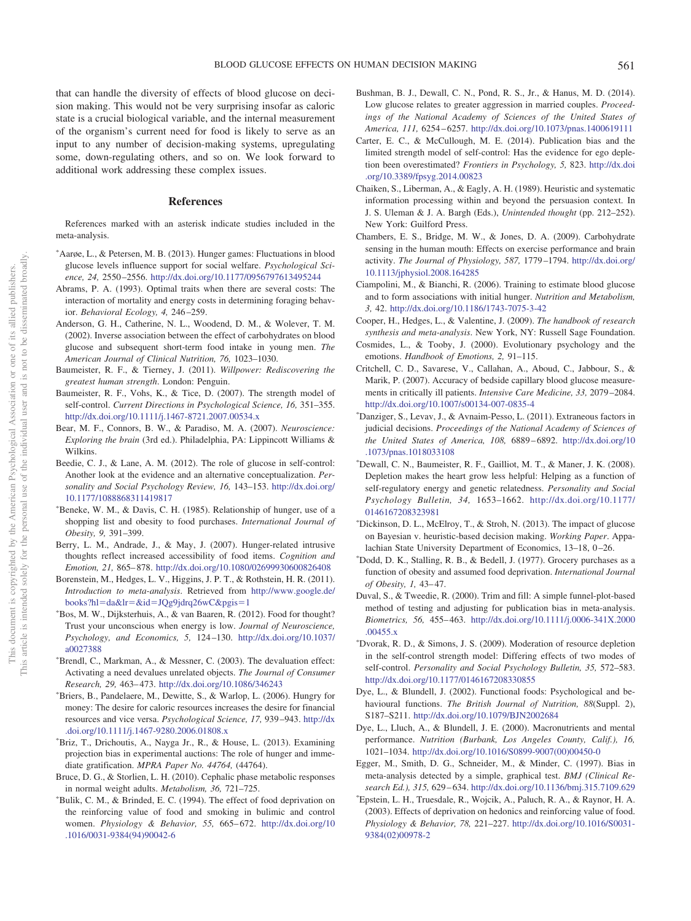that can handle the diversity of effects of blood glucose on decision making. This would not be very surprising insofar as caloric state is a crucial biological variable, and the internal measurement of the organism's current need for food is likely to serve as an input to any number of decision-making systems, upregulating some, down-regulating others, and so on. We look forward to additional work addressing these complex issues.

## References

References marked with an asterisk indicate studies included in the meta-analysis.

*Aarøe, L., & Petersen, M. B. (2013). Hunger games: Fluctuations in blood glucose levels influence support for social welfare. *Psychological Science, 24,* 2550–2556. http://dx.doi.org/10.1177/0956797613495244

Abrams, P. A. (1993). Optimal traits when there are several costs: The interaction of mortality and energy costs in determining foraging behavior. *Behavioral Ecology, 4,* 246–259.

Anderson, G. H., Catherine, N. L., Woodend, D. M., & Wolever, T. M. (2002). Inverse association between the effect of carbohydrates on blood glucose and subsequent short-term food intake in young men. *The American Journal of Clinical Nutrition, 76,* 1023–1030.

Baumeister, R. F., & Tierney, J. (2011). *Willpower: Rediscovering the greatest human strength*. London: Penguin.

Baumeister, R. F., Vohs, K., & Tice, D. (2007). The strength model of self-control. *Current Directions in Psychological Science, 16,* 351–355. http://dx.doi.org/10.1111/j.1467-8721.2007.00534.x

Bear, M. F., Connors, B. W., & Paradiso, M. A. (2007). *Neuroscience: Exploring the brain* (3rd ed.). Philadelphia, PA: Lippincott Williams & Wilkins.

Beedie, C. J., & Lane, A. M. (2012). The role of glucose in self-control: Another look at the evidence and an alternative conceptualization. *Personality and Social Psychology Review, 16,* 143–153. http://dx.doi.org/10.1177/1088868311419817

*Beneke, W. M., & Davis, C. H. (1985). Relationship of hunger, use of a shopping list and obesity to food purchases. *International Journal of Obesity, 9,* 391–399.

Berry, L. M., Andrade, J., & May, J. (2007). Hunger-related intrusive thoughts reflect increased accessibility of food items. *Cognition and Emotion, 21,* 865–878. http://dx.doi.org/10.1080/02699930600826408

Borenstein, M., Hedges, L. V., Higgins, J. P. T., & Rothstein, H. R. (2011). *Introduction to meta-analysis*. Retrieved from http://www.google.de/books?hl=da&lr=&id=JQg9jdrq26wC&pgis=1

*Bos, M. W., Dijksterhuis, A., & van Baaren, R. (2012). Food for thought? Trust your unconscious when energy is low. *Journal of Neuroscience, Psychology, and Economics, 5,* 124–130. http://dx.doi.org/10.1037/a0027388

*Brendl, C., Markman, A., & Messner, C. (2003). The devaluation effect: Activating a need devalues unrelated objects. *The Journal of Consumer Research, 29,* 463–473. http://dx.doi.org/10.1086/346243

*Briers, B., Pandelaere, M., Dewitte, S., & Warlop, L. (2006). Hungry for money: The desire for caloric resources increases the desire for financial resources and vice versa. *Psychological Science, 17,* 939–943. http://dx.doi.org/10.1111/j.1467-9280.2006.01808.x

*Briz, T., Drichoutis, A., Nayga Jr., R., & House, L. (2013). Examining projection bias in experimental auctions: The role of hunger and immediate gratification. *MPRA Paper No. 44764,* (44764).

Bruce, D. G., & Storlien, L. H. (2010). Cephalic phase metabolic responses in normal weight adults. *Metabolism, 36,* 721–725.

*Bulik, C. M., & Brinded, E. C. (1994). The effect of food deprivation on the reinforcing value of food and smoking in bulimic and control women. *Physiology & Behavior, 55,* 665–672. http://dx.doi.org/10.1016/0031-9384(94)90042-6

Bushman, B. J., Dewall, C. N., Pond, R. S., Jr., & Hanus, M. D. (2014). Low glucose relates to greater aggression in married couples. *Proceedings of the National Academy of Sciences of the United States of America, 111,* 6254–6257. http://dx.doi.org/10.1073/pnas.1400619111

Carter, E. C., & McCullough, M. E. (2014). Publication bias and the limited strength model of self-control: Has the evidence for ego depletion been overestimated? *Frontiers in Psychology, 5,* 823. http://dx.doi.org/10.3389/fpsyg.2014.00823

Chaiken, S., Liberman, A., & Eagly, A. H. (1989). Heuristic and systematic information processing within and beyond the persuasion context. In J. S. Uleman & J. A. Bargh (Eds.), *Unintended thought* (pp. 212–252). New York: Guilford Press.

Chambers, E. S., Bridge, M. W., & Jones, D. A. (2009). Carbohydrate sensing in the human mouth: Effects on exercise performance and brain activity. *The Journal of Physiology, 587,* 1779–1794. http://dx.doi.org/10.1113/jphysiol.2008.164285

Ciampolini, M., & Bianchi, R. (2006). Training to estimate blood glucose and to form associations with initial hunger. *Nutrition and Metabolism, 3,* 42. http://dx.doi.org/10.1186/1743-7075-3-42

Cooper, H., Hedges, L., & Valentine, J. (2009). *The handbook of research synthesis and meta-analysis*. New York, NY: Russell Sage Foundation.

Cosmides, L., & Tooby, J. (2000). Evolutionary psychology and the emotions. *Handbook of Emotions, 2,* 91–115.

Critchell, C. D., Savarese, V., Callahan, A., Aboud, C., Jabbour, S., & Marik, P. (2007). Accuracy of bedside capillary blood glucose measurements in critically ill patients. *Intensive Care Medicine, 33,* 2079–2084. http://dx.doi.org/10.1007/s00134-007-0835-4

*Danziger, S., Levav, J., & Avnaim-Pesso, L. (2011). Extraneous factors in judicial decisions. *Proceedings of the National Academy of Sciences of the United States of America, 108,* 6889–6892. http://dx.doi.org/10.1073/pnas.1018033108

*Dewall, C. N., Baumeister, R. F., Gailliot, M. T., & Maner, J. K. (2008). Depletion makes the heart grow less helpful: Helping as a function of self-regulatory energy and genetic relatedness. *Personality and Social Psychology Bulletin, 34,* 1653–1662. http://dx.doi.org/10.1177/0146167208323981

*Dickinson, D. L., McElroy, T., & Stroh, N. (2013). The impact of glucose on Bayesian v. heuristic-based decision making. *Working Paper*. Appalachian State University Department of Economics, 13–18, 0–26.

*Dodd, D. K., Stalling, R. B., & Bedell, J. (1977). Grocery purchases as a function of obesity and assumed food deprivation. *International Journal of Obesity, 1,* 43–47.

Duval, S., & Tweedie, R. (2000). Trim and fill: A simple funnel-plot-based method of testing and adjusting for publication bias in meta-analysis. *Biometrics, 56,* 455–463. http://dx.doi.org/10.1111/j.0006-341X.2000.00455.x

*Dvorak, R. D., & Simons, J. S. (2009). Moderation of resource depletion in the self-control strength model: Differing effects of two modes of self-control. *Personality and Social Psychology Bulletin, 35,* 572–583. http://dx.doi.org/10.1177/0146167208330855

Dye, L., & Blundell, J. (2002). Functional foods: Psychological and behavioural functions. *The British Journal of Nutrition, 88*(Suppl. 2), S187–S211. http://dx.doi.org/10.1079/BJN2002684

Dye, L., Lluch, A., & Blundell, J. E. (2000). Macronutrients and mental performance. *Nutrition (Burbank, Los Angeles County, Calif.), 16,* 1021–1034. http://dx.doi.org/10.1016/S0899-9007(00)00450-0

Egger, M., Smith, D. G., Schneider, M., & Minder, C. (1997). Bias in meta-analysis detected by a simple, graphical test. *BMJ (Clinical Research Ed.), 315,* 629–634. http://dx.doi.org/10.1136/bmj.315.7109.629

*Epstein, L. H., Truesdale, R., Wojcik, A., Paluch, R. A., & Raynor, H. A. (2003). Effects of deprivation on hedonics and reinforcing value of food. *Physiology & Behavior, 78,* 221–227. http://dx.doi.org/10.1016/S0031-9384(02)00978-2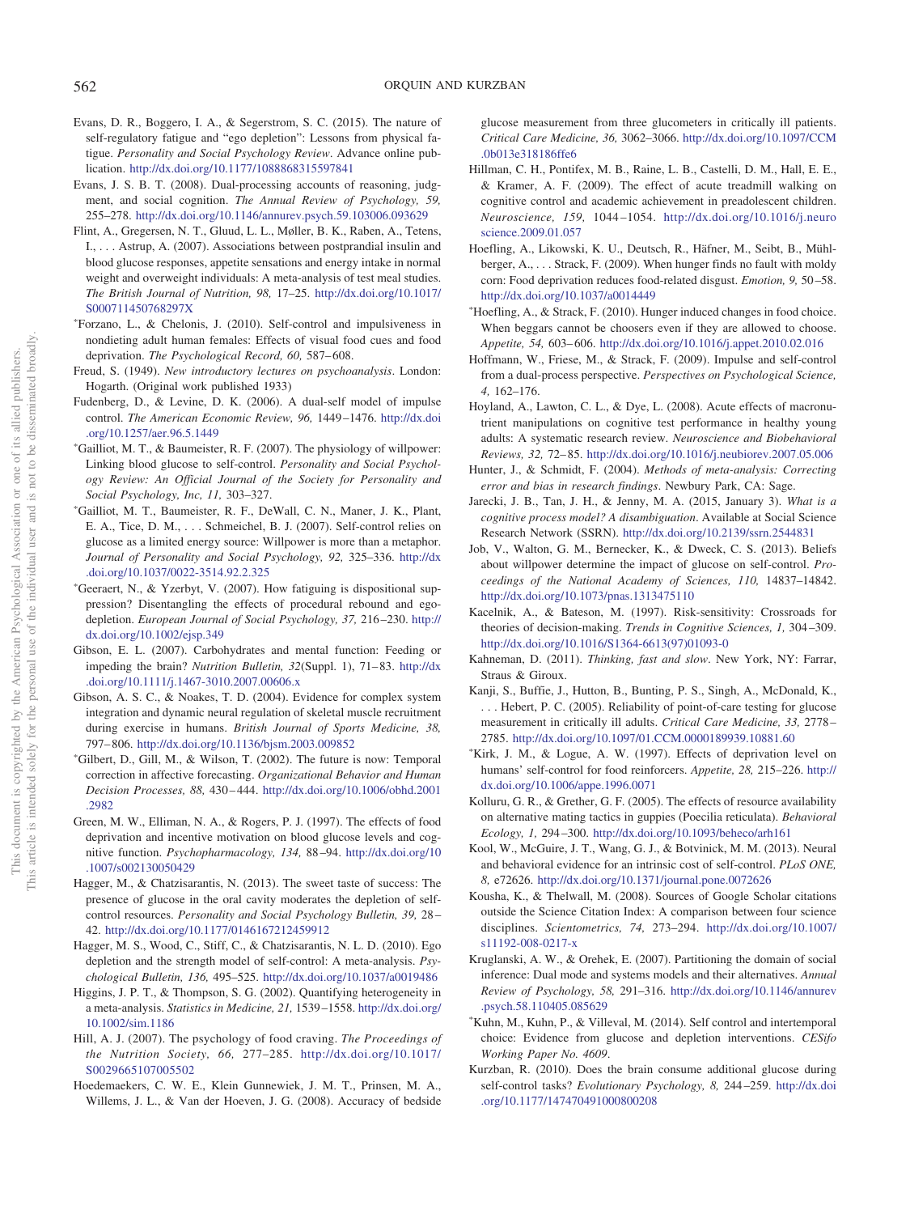Evans, D. R., Boggero, I. A., & Segerstrom, S. C. (2015). The nature of self-regulatory fatigue and "ego depletion": Lessons from physical fatigue. *Personality and Social Psychology Review*. Advance online publication. http://dx.doi.org/10.1177/1088868315597841

Evans, J. S. B. T. (2008). Dual-processing accounts of reasoning, judgment, and social cognition. *The Annual Review of Psychology, 59,* 255–278. http://dx.doi.org/10.1146/annurev.psych.59.103006.093629

Flint, A., Gregersen, N. T., Gluud, L. L., Møller, B. K., Raben, A., Tetens, I., . . . Astrup, A. (2007). Associations between postprandial insulin and blood glucose responses, appetite sensations and energy intake in normal weight and overweight individuals: A meta-analysis of test meal studies. *The British Journal of Nutrition, 98,* 17–25. http://dx.doi.org/10.1017/S000711450768297X

*Forzano, L., & Corbin, J. (2010). Self-control and impulsiveness in nondieting adult human females: Effects of visual food cues and food deprivation. *The Psychological Record, 60,* 587–608.

Freud, S. (1949). *New introductory lectures on psychoanalysis*. London: Hogarth. (Original work published 1933)

Fudenberg, D., & Levine, D. K. (2006). A dual-self model of impulse control. *The American Economic Review, 96,* 1449–1476. http://dx.doi.org/10.1257/aer.96.5.1449

*Gailliot, M. T., & Baumeister, R. F. (2007). The physiology of willpower: Linking blood glucose to self-control. *Personality and Social Psychology Review: An Official Journal of the Society for Personality and Social Psychology, Inc, 11,* 303–327.

*Gailliot, M. T., Baumeister, R. F., DeWall, C. N., Maner, J. K., Plant, E. A., Tice, D. M., . . . Schmeichel, B. J. (2007). Self-control relies on glucose as a limited energy source: Willpower is more than a metaphor. *Journal of Personality and Social Psychology, 92,* 325–336. http://dx.doi.org/10.1037/0022-3514.92.2.325

*Geeraert, N., & Yzerbyt, V. (2007). How fatiguing is dispositional suppression? Disentangling the effects of procedural rebound and ego-depletion. *European Journal of Social Psychology, 37,* 216–230. http://dx.doi.org/10.1002/ejsp.349

Gibson, E. L. (2007). Carbohydrates and mental function: Feeding or impeding the brain? *Nutrition Bulletin, 32*(Suppl. 1), 71–83. http://dx.doi.org/10.1111/j.1467-3010.2007.00606.x

Gibson, A. S. C., & Noakes, T. D. (2004). Evidence for complex system integration and dynamic neural regulation of skeletal muscle recruitment during exercise in humans. *British Journal of Sports Medicine, 38,* 797–806. http://dx.doi.org/10.1136/bjsm.2003.009852

*Gilbert, D., Gill, M., & Wilson, T. (2002). The future is now: Temporal correction in affective forecasting. *Organizational Behavior and Human Decision Processes, 88,* 430–444. http://dx.doi.org/10.1006/obhd.2001.2982

Green, M. W., Elliman, N. A., & Rogers, P. J. (1997). The effects of food deprivation and incentive motivation on blood glucose levels and cognitive function. *Psychopharmacology, 134,* 88–94. http://dx.doi.org/10.1007/s002130050429

Hagger, M., & Chatzisarantis, N. (2013). The sweet taste of success: The presence of glucose in the oral cavity moderates the depletion of self-control resources. *Personality and Social Psychology Bulletin, 39,* 28–42. http://dx.doi.org/10.1177/0146167212459912

Hagger, M. S., Wood, C., Stiff, C., & Chatzisarantis, N. L. D. (2010). Ego depletion and the strength model of self-control: A meta-analysis. *Psychological Bulletin, 136,* 495–525. http://dx.doi.org/10.1037/a0019486

Higgins, J. P. T., & Thompson, S. G. (2002). Quantifying heterogeneity in a meta-analysis. *Statistics in Medicine, 21,* 1539–1558. http://dx.doi.org/10.1002/sim.1186

Hill, A. J. (2007). The psychology of food craving. *The Proceedings of the Nutrition Society, 66,* 277–285. http://dx.doi.org/10.1017/S0029665107005502

Hoedemaekers, C. W. E., Klein Gunnewiek, J. M. T., Prinsen, M. A., Willems, J. L., & Van der Hoeven, J. G. (2008). Accuracy of bedside glucose measurement from three glucometers in critically ill patients. *Critical Care Medicine, 36,* 3062–3066. http://dx.doi.org/10.1097/CCM.0b013e318186ffe6

Hillman, C. H., Pontifex, M. B., Raine, L. B., Castelli, D. M., Hall, E. E., & Kramer, A. F. (2009). The effect of acute treadmill walking on cognitive control and academic achievement in preadolescent children. *Neuroscience, 159,* 1044–1054. http://dx.doi.org/10.1016/j.neuroscience.2009.01.057

Hoefling, A., Likowski, K. U., Deutsch, R., Häfner, M., Seibt, B., Mühlberger, A., . . . Strack, F. (2009). When hunger finds no fault with moldy corn: Food deprivation reduces food-related disgust. *Emotion, 9,* 50–58. http://dx.doi.org/10.1037/a0014449

*Hoefling, A., & Strack, F. (2010). Hunger induced changes in food choice. When beggars cannot be choosers even if they are allowed to choose. *Appetite, 54,* 603–606. http://dx.doi.org/10.1016/j.appet.2010.02.016

Hoffmann, W., Friese, M., & Strack, F. (2009). Impulse and self-control from a dual-process perspective. *Perspectives on Psychological Science, 4,* 162–176.

Hoyland, A., Lawton, C. L., & Dye, L. (2008). Acute effects of macronutrient manipulations on cognitive test performance in healthy young adults: A systematic research review. *Neuroscience and Biobehavioral Reviews, 32,* 72–85. http://dx.doi.org/10.1016/j.neubiorev.2007.05.006

Hunter, J., & Schmidt, F. (2004). *Methods of meta-analysis: Correcting error and bias in research findings*. Newbury Park, CA: Sage.

Jarecki, J. B., Tan, J. H., & Jenny, M. A. (2015, January 3). *What is a cognitive process model? A disambiguation*. Available at Social Science Research Network (SSRN). http://dx.doi.org/10.2139/ssrn.2544831

Job, V., Walton, G. M., Bernecker, K., & Dweck, C. S. (2013). Beliefs about willpower determine the impact of glucose on self-control. *Proceedings of the National Academy of Sciences, 110,* 14837–14842. http://dx.doi.org/10.1073/pnas.1313475110

Kacelnik, A., & Bateson, M. (1997). Risk-sensitivity: Crossroads for theories of decision-making. *Trends in Cognitive Sciences, 1,* 304–309. http://dx.doi.org/10.1016/S1364-6613(97)01093-0

Kahneman, D. (2011). *Thinking, fast and slow*. New York, NY: Farrar, Straus & Giroux.

Kanji, S., Buffie, J., Hutton, B., Bunting, P. S., Singh, A., McDonald, K., . . . Hebert, P. C. (2005). Reliability of point-of-care testing for glucose measurement in critically ill adults. *Critical Care Medicine, 33,* 2778–2785. http://dx.doi.org/10.1097/01.CCM.0000189939.10881.60

*Kirk, J. M., & Logue, A. W. (1997). Effects of deprivation level on humans' self-control for food reinforcers. *Appetite, 28,* 215–226. http://dx.doi.org/10.1006/appe.1996.0071

Kolluru, G. R., & Grether, G. F. (2005). The effects of resource availability on alternative mating tactics in guppies (Poecilia reticulata). *Behavioral Ecology, 1,* 294–300. http://dx.doi.org/10.1093/beheco/arh161

Kool, W., McGuire, J. T., Wang, G. J., & Botvinick, M. M. (2013). Neural and behavioral evidence for an intrinsic cost of self-control. *PLoS ONE, 8,* e72626. http://dx.doi.org/10.1371/journal.pone.0072626

Kousha, K., & Thelwall, M. (2008). Sources of Google Scholar citations outside the Science Citation Index: A comparison between four science disciplines. *Scientometrics, 74,* 273–294. http://dx.doi.org/10.1007/s11192-008-0217-x

Kruglanski, A. W., & Orehek, E. (2007). Partitioning the domain of social inference: Dual mode and systems models and their alternatives. *Annual Review of Psychology, 58,* 291–316. http://dx.doi.org/10.1146/annurev.psych.58.110405.085629

*Kuhn, M., Kuhn, P., & Villeval, M. (2014). Self control and intertemporal choice: Evidence from glucose and depletion interventions. *CESifo Working Paper No. 4609*.

Kurzban, R. (2010). Does the brain consume additional glucose during self-control tasks? *Evolutionary Psychology, 8,* 244–259. http://dx.doi.org/10.1177/147470491000800208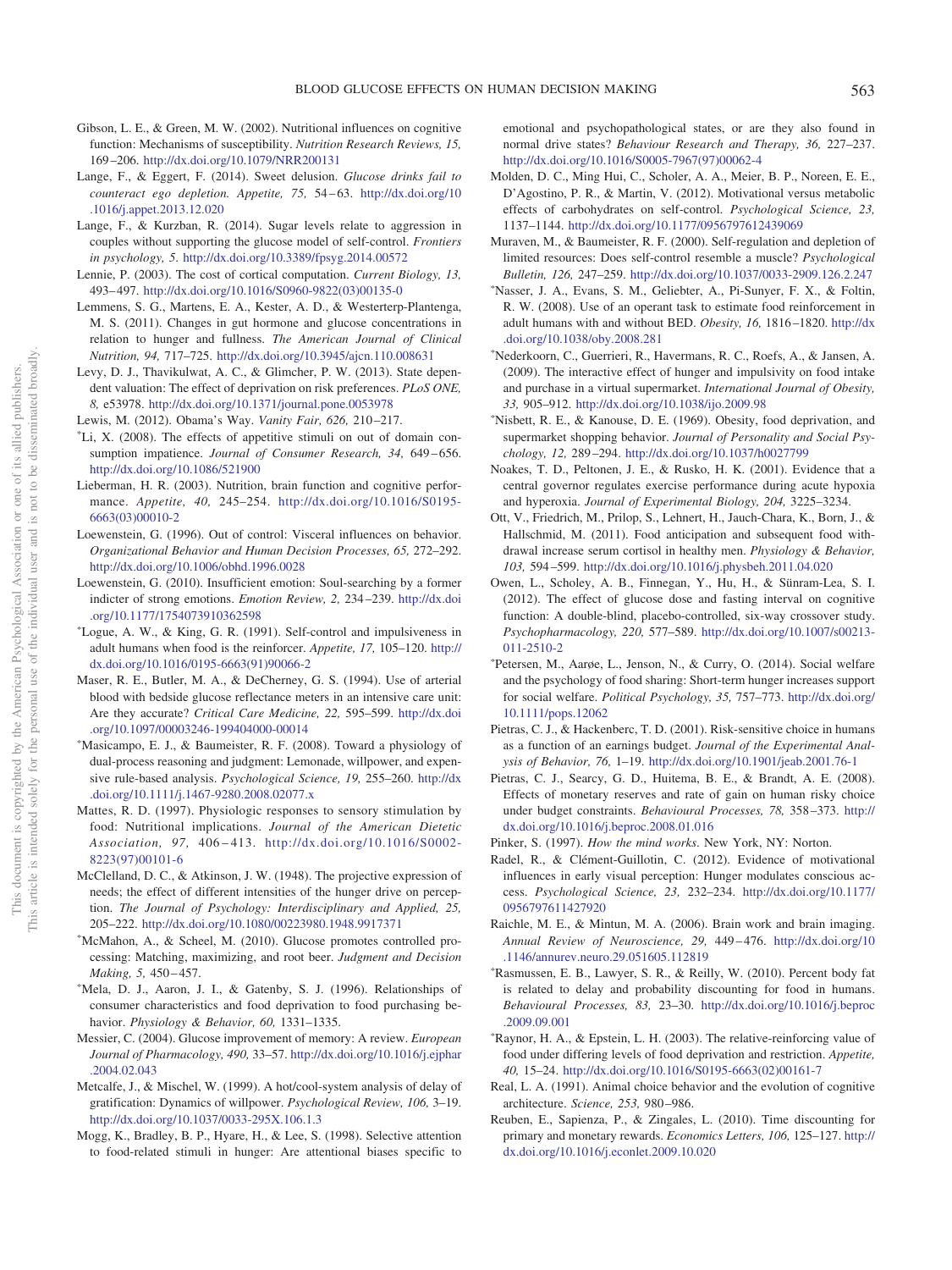Gibson, L. E., & Green, M. W. (2002). Nutritional influences on cognitive function: Mechanisms of susceptibility. *Nutrition Research Reviews, 15,* 169–206. http://dx.doi.org/10.1079/NRR200131

Lange, F., & Eggert, F. (2014). Sweet delusion. *Glucose drinks fail to counteract ego depletion. Appetite, 75,* 54–63. http://dx.doi.org/10.1016/j.appet.2013.12.020

Lange, F., & Kurzban, R. (2014). Sugar levels relate to aggression in couples without supporting the glucose model of self-control. *Frontiers in psychology, 5.* http://dx.doi.org/10.3389/fpsyg.2014.00572

Lennie, P. (2003). The cost of cortical computation. *Current Biology, 13,* 493–497. http://dx.doi.org/10.1016/S0960-9822(03)00135-0

Lemmens, S. G., Martens, E. A., Kester, A. D., & Westerterp-Plantenga, M. S. (2011). Changes in gut hormone and glucose concentrations in relation to hunger and fullness. *The American Journal of Clinical Nutrition, 94,* 717–725. http://dx.doi.org/10.3945/ajcn.110.008631

Levy, D. J., Thavikulwat, A. C., & Glimcher, P. W. (2013). State dependent valuation: The effect of deprivation on risk preferences. *PLoS ONE, 8,* e53978. http://dx.doi.org/10.1371/journal.pone.0053978

Lewis, M. (2012). Obama's Way. *Vanity Fair, 626,* 210–217.

*Li, X. (2008). The effects of appetitive stimuli on out of domain consumption impatience. *Journal of Consumer Research, 34,* 649–656. http://dx.doi.org/10.1086/521900

Lieberman, H. R. (2003). Nutrition, brain function and cognitive performance. *Appetite, 40,* 245–254. http://dx.doi.org/10.1016/S0195-6663(03)00010-2

Loewenstein, G. (1996). Out of control: Visceral influences on behavior. *Organizational Behavior and Human Decision Processes, 65,* 272–292. http://dx.doi.org/10.1006/obhd.1996.0028

Loewenstein, G. (2010). Insufficient emotion: Soul-searching by a former indicter of strong emotions. *Emotion Review, 2,* 234–239. http://dx.doi.org/10.1177/1754073910362598

*Logue, A. W., & King, G. R. (1991). Self-control and impulsiveness in adult humans when food is the reinforcer. *Appetite, 17,* 105–120. http://dx.doi.org/10.1016/0195-6663(91)90066-2

Maser, R. E., Butler, M. A., & DeCherney, G. S. (1994). Use of arterial blood with bedside glucose reflectance meters in an intensive care unit: Are they accurate? *Critical Care Medicine, 22,* 595–599. http://dx.doi.org/10.1097/00003246-199404000-00014

*Masicampo, E. J., & Baumeister, R. F. (2008). Toward a physiology of dual-process reasoning and judgment: Lemonade, willpower, and expensive rule-based analysis. *Psychological Science, 19,* 255–260. http://dx.doi.org/10.1111/j.1467-9280.2008.02077.x

Mattes, R. D. (1997). Physiologic responses to sensory stimulation by food: Nutritional implications. *Journal of the American Dietetic Association, 97,* 406–413. http://dx.doi.org/10.1016/S0002-8223(97)00101-6

McClelland, D. C., & Atkinson, J. W. (1948). The projective expression of needs; the effect of different intensities of the hunger drive on perception. *The Journal of Psychology: Interdisciplinary and Applied, 25,* 205–222. http://dx.doi.org/10.1080/00223980.1948.9917371

*McMahon, A., & Scheel, M. (2010). Glucose promotes controlled processing: Matching, maximizing, and root beer. *Judgment and Decision Making, 5,* 450–457.

*Mela, D. J., Aaron, J. I., & Gatenby, S. J. (1996). Relationships of consumer characteristics and food deprivation to food purchasing behavior. *Physiology & Behavior, 60,* 1331–1335.

Messier, C. (2004). Glucose improvement of memory: A review. *European Journal of Pharmacology, 490,* 33–57. http://dx.doi.org/10.1016/j.ejphar.2004.02.043

Metcalfe, J., & Mischel, W. (1999). A hot/cool-system analysis of delay of gratification: Dynamics of willpower. *Psychological Review, 106,* 3–19. http://dx.doi.org/10.1037/0033-295X.106.1.3

Mogg, K., Bradley, B. P., Hyare, H., & Lee, S. (1998). Selective attention to food-related stimuli in hunger: Are attentional biases specific to emotional and psychopathological states, or are they also found in normal drive states? *Behaviour Research and Therapy, 36,* 227–237. http://dx.doi.org/10.1016/S0005-7967(97)00062-4

Molden, D. C., Ming Hui, C., Scholer, A. A., Meier, B. P., Noreen, E. E., D'Agostino, P. R., & Martin, V. (2012). Motivational versus metabolic effects of carbohydrates on self-control. *Psychological Science, 23,* 1137–1144. http://dx.doi.org/10.1177/0956797612439069

Muraven, M., & Baumeister, R. F. (2000). Self-regulation and depletion of limited resources: Does self-control resemble a muscle? *Psychological Bulletin, 126,* 247–259. http://dx.doi.org/10.1037/0033-2909.126.2.247

*Nasser, J. A., Evans, S. M., Geliebter, A., Pi-Sunyer, F. X., & Foltin, R. W. (2008). Use of an operant task to estimate food reinforcement in adult humans with and without BED. *Obesity, 16,* 1816–1820. http://dx.doi.org/10.1038/oby.2008.281

*Nederkoorn, C., Guerrieri, R., Havermans, R. C., Roefs, A., & Jansen, A. (2009). The interactive effect of hunger and impulsivity on food intake and purchase in a virtual supermarket. *International Journal of Obesity, 33,* 905–912. http://dx.doi.org/10.1038/ijo.2009.98

*Nisbett, R. E., & Kanouse, D. E. (1969). Obesity, food deprivation, and supermarket shopping behavior. *Journal of Personality and Social Psychology, 12,* 289–294. http://dx.doi.org/10.1037/h0027799

Noakes, T. D., Peltonen, J. E., & Rusko, H. K. (2001). Evidence that a central governor regulates exercise performance during acute hypoxia and hyperoxia. *Journal of Experimental Biology, 204,* 3225–3234.

Ott, V., Friedrich, M., Prilop, S., Lehnert, H., Jauch-Chara, K., Born, J., & Hallschmid, M. (2011). Food anticipation and subsequent food withdrawal increase serum cortisol in healthy men. *Physiology & Behavior, 103,* 594–599. http://dx.doi.org/10.1016/j.physbeh.2011.04.020

Owen, L., Scholey, A. B., Finnegan, Y., Hu, H., & Sünram-Lea, S. I. (2012). The effect of glucose dose and fasting interval on cognitive function: A double-blind, placebo-controlled, six-way crossover study. *Psychopharmacology, 220,* 577–589. http://dx.doi.org/10.1007/s00213-011-2510-2

*Petersen, M., Aarøe, L., Jenson, N., & Curry, O. (2014). Social welfare and the psychology of food sharing: Short-term hunger increases support for social welfare. *Political Psychology, 35,* 757–773. http://dx.doi.org/10.1111/pops.12062

Pietras, C. J., & Hackenberc, T. D. (2001). Risk-sensitive choice in humans as a function of an earnings budget. *Journal of the Experimental Analysis of Behavior, 76,* 1–19. http://dx.doi.org/10.1901/jeab.2001.76-1

Pietras, C. J., Searcy, G. D., Huitema, B. E., & Brandt, A. E. (2008). Effects of monetary reserves and rate of gain on human risky choice under budget constraints. *Behavioural Processes, 78,* 358–373. http://dx.doi.org/10.1016/j.beproc.2008.01.016

Pinker, S. (1997). *How the mind works.* New York, NY: Norton.

Radel, R., & Clément-Guillotin, C. (2012). Evidence of motivational influences in early visual perception: Hunger modulates conscious access. *Psychological Science, 23,* 232–234. http://dx.doi.org/10.1177/0956797611427920

Raichle, M. E., & Mintun, M. A. (2006). Brain work and brain imaging. *Annual Review of Neuroscience, 29,* 449–476. http://dx.doi.org/10.1146/annurev.neuro.29.051605.112819

*Rasmussen, E. B., Lawyer, S. R., & Reilly, W. (2010). Percent body fat is related to delay and probability discounting for food in humans. *Behavioural Processes, 83,* 23–30. http://dx.doi.org/10.1016/j.beproc.2009.09.001

*Raynor, H. A., & Epstein, L. H. (2003). The relative-reinforcing value of food under differing levels of food deprivation and restriction. *Appetite, 40,* 15–24. http://dx.doi.org/10.1016/S0195-6663(02)00161-7

Real, L. A. (1991). Animal choice behavior and the evolution of cognitive architecture. *Science, 253,* 980–986.

Reuben, E., Sapienza, P., & Zingales, L. (2010). Time discounting for primary and monetary rewards. *Economics Letters, 106,* 125–127. http://dx.doi.org/10.1016/j.econlet.2009.10.020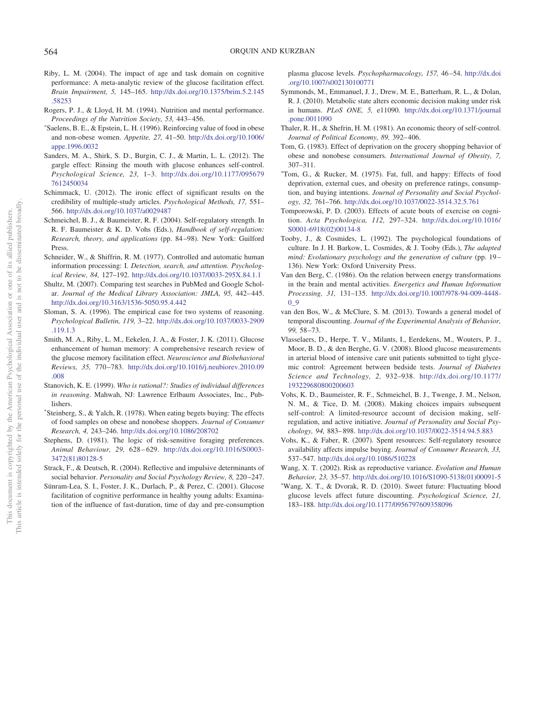Riby, L. M. (2004). The impact of age and task domain on cognitive performance: A meta-analytic review of the glucose facilitation effect. *Brain Impairment, 5,* 145–165. http://dx.doi.org/10.1375/brim.5.2.145.58253

Rogers, P. J., & Lloyd, H. M. (1994). Nutrition and mental performance. *Proceedings of the Nutrition Society, 53,* 443–456.

*Saelens, B. E., & Epstein, L. H. (1996). Reinforcing value of food in obese and non-obese women. *Appetite, 27,* 41–50. http://dx.doi.org/10.1006/appe.1996.0032

Sanders, M. A., Shirk, S. D., Burgin, C. J., & Martin, L. L. (2012). The gargle effect: Rinsing the mouth with glucose enhances self-control. *Psychological Science, 23,* 1–3. http://dx.doi.org/10.1177/0956797612450034

Schimmack, U. (2012). The ironic effect of significant results on the credibility of multiple-study articles. *Psychological Methods, 17,* 551–566. http://dx.doi.org/10.1037/a0029487

Schmeichel, B. J., & Baumeister, R. F. (2004). Self-regulatory strength. In R. F. Baumeister & K. D. Vohs (Eds.), *Handbook of self-regulation: Research, theory, and applications* (pp. 84–98). New York: Guilford Press.

Schneider, W., & Shiffrin, R. M. (1977). Controlled and automatic human information processing: I. *Detection, search, and attention. Psychological Review, 84,* 127–192. http://dx.doi.org/10.1037/0033-295X.84.1.1

Shultz, M. (2007). Comparing test searches in PubMed and Google Scholar. *Journal of the Medical Library Association: JMLA, 95,* 442–445. http://dx.doi.org/10.3163/1536-5050.95.4.442

Sloman, S. A. (1996). The empirical case for two systems of reasoning. *Psychological Bulletin, 119,* 3–22. http://dx.doi.org/10.1037/0033-2909.119.1.3

Smith, M. A., Riby, L. M., Eekelen, J. A., & Foster, J. K. (2011). Glucose enhancement of human memory: A comprehensive research review of the glucose memory facilitation effect. *Neuroscience and Biobehavioral Reviews, 35,* 770–783. http://dx.doi.org/10.1016/j.neubiorev.2010.09.008

Stanovich, K. E. (1999). *Who is rational?: Studies of individual differences in reasoning*. Mahwah, NJ: Lawrence Erlbaum Associates, Inc., Publishers.

*Steinberg, S., & Yalch, R. (1978). When eating begets buying: The effects of food samples on obese and nonobese shoppers. *Journal of Consumer Research, 4,* 243–246. http://dx.doi.org/10.1086/208702

Stephens, D. (1981). The logic of risk-sensitive foraging preferences. *Animal Behaviour, 29,* 628–629. http://dx.doi.org/10.1016/S0003-3472(81)80128-5

Strack, F., & Deutsch, R. (2004). Reflective and impulsive determinants of social behavior. *Personality and Social Psychology Review, 8,* 220–247.

Sünram-Lea, S. I., Foster, J. K., Durlach, P., & Perez, C. (2001). Glucose facilitation of cognitive performance in healthy young adults: Examination of the influence of fast-duration, time of day and pre-consumption plasma glucose levels. *Psychopharmacology, 157,* 46–54. http://dx.doi.org/10.1007/s002130100771

Symmonds, M., Emmanuel, J. J., Drew, M. E., Batterham, R. L., & Dolan, R. J. (2010). Metabolic state alters economic decision making under risk in humans. *PLoS ONE, 5,* e11090. http://dx.doi.org/10.1371/journal.pone.0011090

Thaler, R. H., & Shefrin, H. M. (1981). An economic theory of self-control. *Journal of Political Economy, 89,* 392–406.

Tom, G. (1983). Effect of deprivation on the grocery shopping behavior of obese and nonobese consumers. *International Journal of Obesity, 7,* 307–311.

*Tom, G., & Rucker, M. (1975). Fat, full, and happy: Effects of food deprivation, external cues, and obesity on preference ratings, consumption, and buying intentions. *Journal of Personality and Social Psychology, 32,* 761–766. http://dx.doi.org/10.1037/0022-3514.32.5.761

Tomporowski, P. D. (2003). Effects of acute bouts of exercise on cognition. *Acta Psychologica, 112,* 297–324. http://dx.doi.org/10.1016/S0001-6918(02)00134-8

Tooby, J., & Cosmides, L. (1992). The psychological foundations of culture. In J. H. Barkow, L. Cosmides, & J. Tooby (Eds.), *The adapted mind: Evolutionary psychology and the generation of culture* (pp. 19–136). New York: Oxford University Press.

Van den Berg, C. (1986). On the relation between energy transformations in the brain and mental activities. *Energetics and Human Information Processing, 31,* 131–135. http://dx.doi.org/10.1007/978-94-009-4448-0_9

van den Bos, W., & McClure, S. M. (2013). Towards a general model of temporal discounting. *Journal of the Experimental Analysis of Behavior, 99,* 58–73.

Vlasselaers, D., Herpe, T. V., Milants, I., Eerdekens, M., Wouters, P. J., Moor, B. D., & den Berghe, G. V. (2008). Blood glucose measurements in arterial blood of intensive care unit patients submitted to tight glycemic control: Agreement between bedside tests. *Journal of Diabetes Science and Technology, 2,* 932–938. http://dx.doi.org/10.1177/193229680800200603

Vohs, K. D., Baumeister, R. F., Schmeichel, B. J., Twenge, J. M., Nelson, N. M., & Tice, D. M. (2008). Making choices impairs subsequent self-control: A limited-resource account of decision making, self-regulation, and active initiative. *Journal of Personality and Social Psychology, 94,* 883–898. http://dx.doi.org/10.1037/0022-3514.94.5.883

Vohs, K., & Faber, R. (2007). Spent resources: Self-regulatory resource availability affects impulse buying. *Journal of Consumer Research, 33,* 537–547. http://dx.doi.org/10.1086/510228

Wang, X. T. (2002). Risk as reproductive variance. *Evolution and Human Behavior, 23,* 35–57. http://dx.doi.org/10.1016/S1090-5138(01)00091-5

*Wang, X. T., & Dvorak, R. D. (2010). Sweet future: Fluctuating blood glucose levels affect future discounting. *Psychological Science, 21,* 183–188. http://dx.doi.org/10.1177/0956797609358096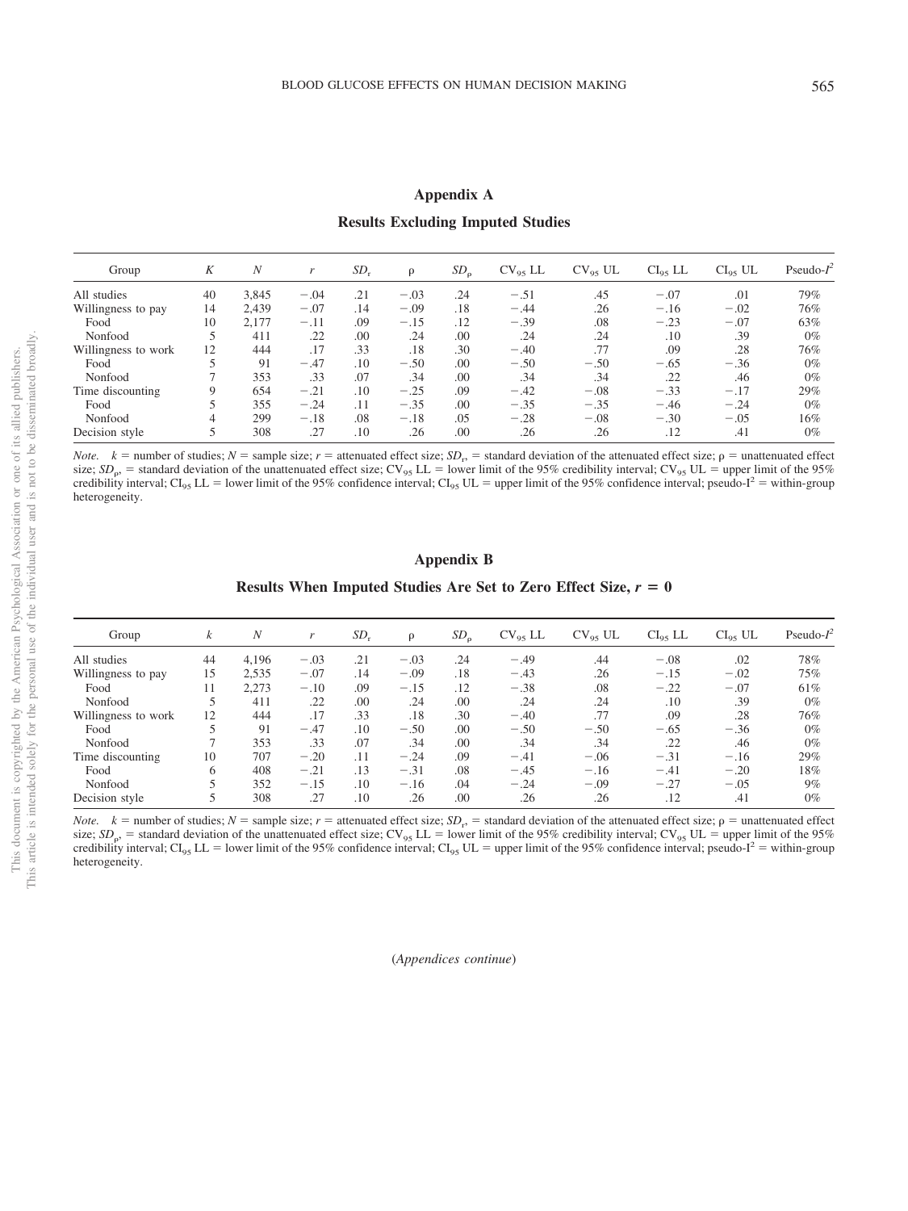## Appendix A

### Results Excluding Imputed Studies

| Group | $K$ | $N$ | $r$ | $SD_r$ | ρ | $SD_\rho$ | $CV_{95}$ LL | $CV_{95}$ UL | $CI_{95}$ LL | $CI_{95}$ UL | Pseudo-$I^2$ |
|---|---|---|---|---|---|---|---|---|---|---|---|
| All studies | 40 | 3,845 | −.04 | .21 | −.03 | .24 | −.51 | .45 | −.07 | .01 | 79% |
| Willingness to pay | 14 | 2,439 | −.07 | .14 | −.09 | .18 | −.44 | .26 | −.16 | −.02 | 76% |
| Food | 10 | 2,177 | −.11 | .09 | −.15 | .12 | −.39 | .08 | −.23 | −.07 | 63% |
| Nonfood | 5 | 411 | .22 | .00 | .24 | .00 | .24 | .24 | .10 | .39 | 0% |
| Willingness to work | 12 | 444 | .17 | .33 | .18 | .30 | −.40 | .77 | .09 | .28 | 76% |
| Food | 5 | 91 | −.47 | .10 | −.50 | .00 | −.50 | −.50 | −.65 | −.36 | 0% |
| Nonfood | 7 | 353 | .33 | .07 | .34 | .00 | .34 | .34 | .22 | .46 | 0% |
| Time discounting | 9 | 654 | −.21 | .10 | −.25 | .09 | −.42 | −.08 | −.33 | −.17 | 29% |
| Food | 5 | 355 | −.24 | .11 | −.35 | .00 | −.35 | −.35 | −.46 | −.24 | 0% |
| Nonfood | 4 | 299 | −.18 | .08 | −.18 | .05 | −.28 | −.08 | −.30 | −.05 | 16% |
| Decision style | 5 | 308 | .27 | .10 | .26 | .00 | .26 | .26 | .12 | .41 | 0% |

*Note.* $k$ = number of studies; $N$ = sample size; $r$ = attenuated effect size; $SD_r$, = standard deviation of the attenuated effect size; ρ = unattenuated effect size; $SD_\rho$, = standard deviation of the unattenuated effect size; $CV_{95}$ LL = lower limit of the 95% credibility interval; $CV_{95}$ UL = upper limit of the 95% credibility interval; $CI_{95}$ LL = lower limit of the 95% confidence interval; $CI_{95}$ UL = upper limit of the 95% confidence interval; pseudo-$I^2$ = within-group heterogeneity.

## Appendix B

### Results When Imputed Studies Are Set to Zero Effect Size, $r = 0$

| Group | $k$ | $N$ | $r$ | $SD_r$ | ρ | $SD_\rho$ | $CV_{95}$ LL | $CV_{95}$ UL | $CI_{95}$ LL | $CI_{95}$ UL | Pseudo-$I^2$ |
|---|---|---|---|---|---|---|---|---|---|---|---|
| All studies | 44 | 4,196 | −.03 | .21 | −.03 | .24 | −.49 | .44 | −.08 | .02 | 78% |
| Willingness to pay | 15 | 2,535 | −.07 | .14 | −.09 | .18 | −.43 | .26 | −.15 | −.02 | 75% |
| Food | 11 | 2,273 | −.10 | .09 | −.15 | .12 | −.38 | .08 | −.22 | −.07 | 61% |
| Nonfood | 5 | 411 | .22 | .00 | .24 | .00 | .24 | .24 | .10 | .39 | 0% |
| Willingness to work | 12 | 444 | .17 | .33 | .18 | .30 | −.40 | .77 | .09 | .28 | 76% |
| Food | 5 | 91 | −.47 | .10 | −.50 | .00 | −.50 | −.50 | −.65 | −.36 | 0% |
| Nonfood | 7 | 353 | .33 | .07 | .34 | .00 | .34 | .34 | .22 | .46 | 0% |
| Time discounting | 10 | 707 | −.20 | .11 | −.24 | .09 | −.41 | −.06 | −.31 | −.16 | 29% |
| Food | 6 | 408 | −.21 | .13 | −.31 | .08 | −.45 | −.16 | −.41 | −.20 | 18% |
| Nonfood | 5 | 352 | −.15 | .10 | −.16 | .04 | −.24 | −.09 | −.27 | −.05 | 9% |
| Decision style | 5 | 308 | .27 | .10 | .26 | .00 | .26 | .26 | .12 | .41 | 0% |

*Note.* $k$ = number of studies; $N$ = sample size; $r$ = attenuated effect size; $SD_r$, = standard deviation of the attenuated effect size; ρ = unattenuated effect size; $SD_\rho$, = standard deviation of the unattenuated effect size; $CV_{95}$ LL = lower limit of the 95% credibility interval; $CV_{95}$ UL = upper limit of the 95% credibility interval; $CI_{95}$ LL = lower limit of the 95% confidence interval; $CI_{95}$ UL = upper limit of the 95% confidence interval; pseudo-$I^2$ = within-group heterogeneity.

(*Appendices continue*)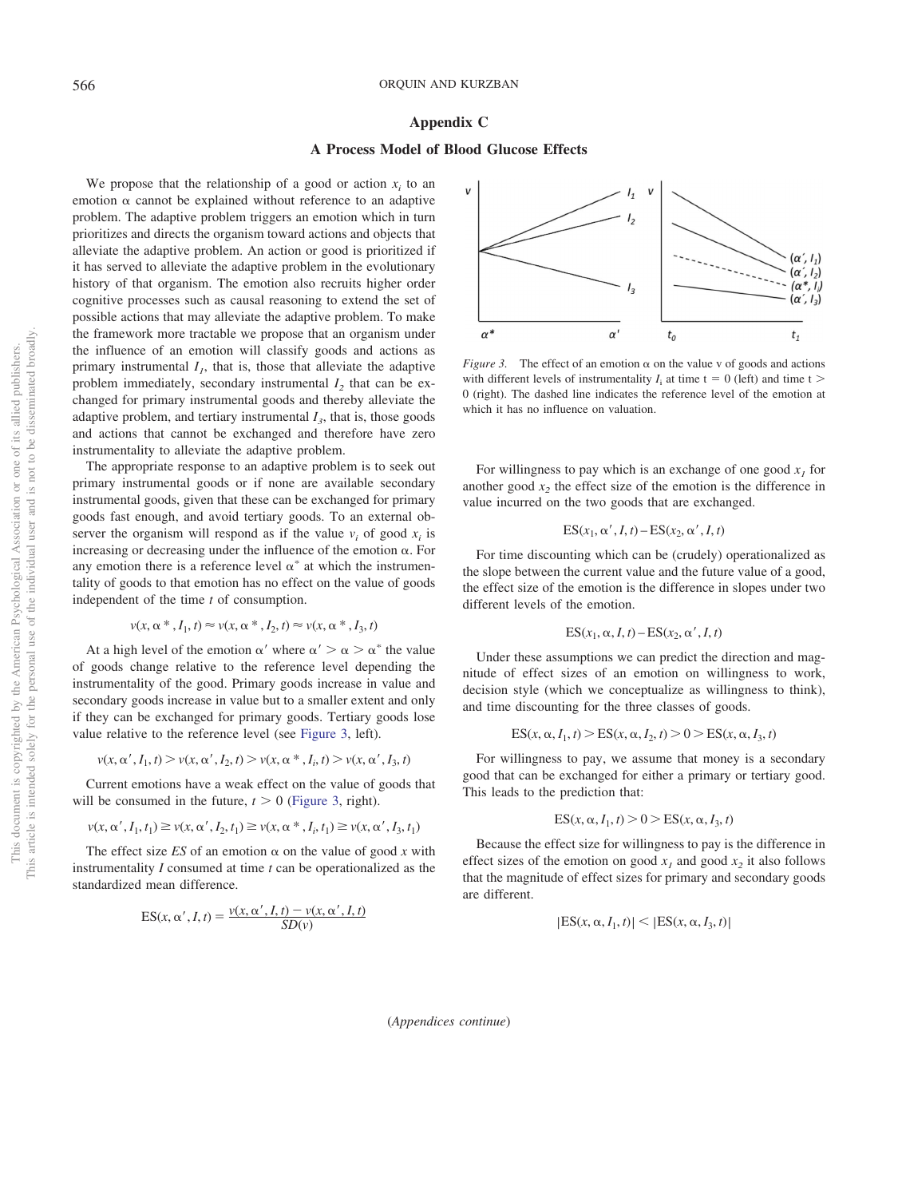## Appendix C

### A Process Model of Blood Glucose Effects

We propose that the relationship of a good or action $x_i$ to an emotion $\alpha$ cannot be explained without reference to an adaptive problem. The adaptive problem triggers an emotion which in turn prioritizes and directs the organism toward actions and objects that alleviate the adaptive problem. An action or good is prioritized if it has served to alleviate the adaptive problem in the evolutionary history of that organism. The emotion also recruits higher order cognitive processes such as causal reasoning to extend the set of possible actions that may alleviate the adaptive problem. To make the framework more tractable we propose that an organism under the influence of an emotion will classify goods and actions as primary instrumental $I_1$, that is, those that alleviate the adaptive problem immediately, secondary instrumental $I_2$ that can be exchanged for primary instrumental goods and thereby alleviate the adaptive problem, and tertiary instrumental $I_3$, that is, those goods and actions that cannot be exchanged and therefore have zero instrumentality to alleviate the adaptive problem.

The appropriate response to an adaptive problem is to seek out primary instrumental goods or if none are available secondary instrumental goods, given that these can be exchanged for primary goods fast enough, and avoid tertiary goods. To an external observer the organism will respond as if the value $v_i$ of good $x_i$ is increasing or decreasing under the influence of the emotion $\alpha$. For any emotion there is a reference level $\alpha^*$ at which the instrumentality of goods to that emotion has no effect on the value of goods independent of the time $t$ of consumption.

$$v(x, \alpha^*, I_1, t) \approx v(x, \alpha^*, I_2, t) \approx v(x, \alpha^*, I_3, t)$$

At a high level of the emotion $\alpha'$ where $\alpha' > \alpha > \alpha^*$ the value of goods change relative to the reference level depending the instrumentality of the good. Primary goods increase in value and secondary goods increase in value but to a smaller extent and only if they can be exchanged for primary goods. Tertiary goods lose value relative to the reference level (see Figure 3, left).

$$v(x, \alpha', I_1, t) > v(x, \alpha', I_2, t) > v(x, \alpha^*, I_i, t) > v(x, \alpha', I_3, t)$$

Current emotions have a weak effect on the value of goods that will be consumed in the future, $t > 0$ (Figure 3, right).

$$v(x, \alpha', I_1, t_1) \geq v(x, \alpha', I_2, t_1) \geq v(x, \alpha^*, I_i, t_1) \geq v(x, \alpha', I_3, t_1)$$

The effect size *ES* of an emotion $\alpha$ on the value of good $x$ with instrumentality $I$ consumed at time $t$ can be operationalized as the standardized mean difference.

$$\text{ES}(x, \alpha', I, t) = \frac{v(x, \alpha', I, t) - v(x, \alpha', I, t)}{SD(v)}$$

*Figure 3.* The effect of an emotion $\alpha$ on the value v of goods and actions with different levels of instrumentality $I_i$ at time t = 0 (left) and time t > 0 (right). The dashed line indicates the reference level of the emotion at which it has no influence on valuation.

For willingness to pay which is an exchange of one good $x_1$ for another good $x_2$ the effect size of the emotion is the difference in value incurred on the two goods that are exchanged.

$$\text{ES}(x_1, \alpha', I, t) - \text{ES}(x_2, \alpha', I, t)$$

For time discounting which can be (crudely) operationalized as the slope between the current value and the future value of a good, the effect size of the emotion is the difference in slopes under two different levels of the emotion.

$$\text{ES}(x_1, \alpha, I, t) - \text{ES}(x_2, \alpha', I, t)$$

Under these assumptions we can predict the direction and magnitude of effect sizes of an emotion on willingness to work, decision style (which we conceptualize as willingness to think), and time discounting for the three classes of goods.

$$\text{ES}(x, \alpha, I_1, t) > \text{ES}(x, \alpha, I_2, t) > 0 > \text{ES}(x, \alpha, I_3, t)$$

For willingness to pay, we assume that money is a secondary good that can be exchanged for either a primary or tertiary good. This leads to the prediction that:

$$\text{ES}(x, \alpha, I_1, t) > 0 > \text{ES}(x, \alpha, I_3, t)$$

Because the effect size for willingness to pay is the difference in effect sizes of the emotion on good $x_1$ and good $x_2$ it also follows that the magnitude of effect sizes for primary and secondary goods are different.

$$|\text{ES}(x, \alpha, I_1, t)| < |\text{ES}(x, \alpha, I_3, t)|$$

(*Appendices continue*)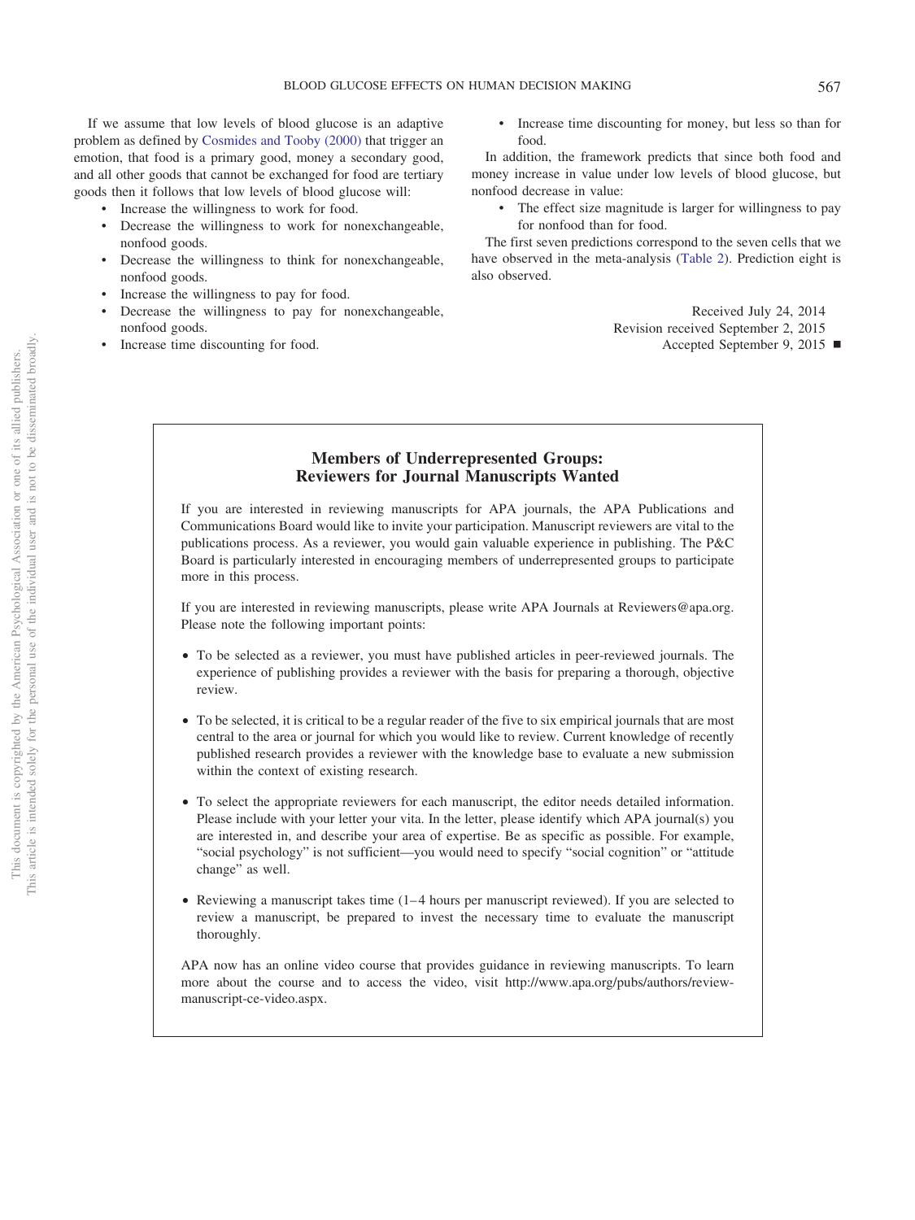If we assume that low levels of blood glucose is an adaptive problem as defined by Cosmides and Tooby (2000) that trigger an emotion, that food is a primary good, money a secondary good, and all other goods that cannot be exchanged for food are tertiary goods then it follows that low levels of blood glucose will:

- Increase the willingness to work for food.
- Decrease the willingness to work for nonexchangeable, nonfood goods.
- Decrease the willingness to think for nonexchangeable, nonfood goods.
- Increase the willingness to pay for food.
- Decrease the willingness to pay for nonexchangeable, nonfood goods.
- Increase time discounting for food.
- Increase time discounting for money, but less so than for food.

In addition, the framework predicts that since both food and money increase in value under low levels of blood glucose, but nonfood decrease in value:

- The effect size magnitude is larger for willingness to pay for nonfood than for food.

The first seven predictions correspond to the seven cells that we have observed in the meta-analysis (Table 2). Prediction eight is also observed.

Received July 24, 2014
Revision received September 2, 2015
Accepted September 9, 2015 ■

## Members of Underrepresented Groups: Reviewers for Journal Manuscripts Wanted

If you are interested in reviewing manuscripts for APA journals, the APA Publications and Communications Board would like to invite your participation. Manuscript reviewers are vital to the publications process. As a reviewer, you would gain valuable experience in publishing. The P&C Board is particularly interested in encouraging members of underrepresented groups to participate more in this process.

If you are interested in reviewing manuscripts, please write APA Journals at Reviewers@apa.org. Please note the following important points:

- To be selected as a reviewer, you must have published articles in peer-reviewed journals. The experience of publishing provides a reviewer with the basis for preparing a thorough, objective review.
- To be selected, it is critical to be a regular reader of the five to six empirical journals that are most central to the area or journal for which you would like to review. Current knowledge of recently published research provides a reviewer with the knowledge base to evaluate a new submission within the context of existing research.
- To select the appropriate reviewers for each manuscript, the editor needs detailed information. Please include with your letter your vita. In the letter, please identify which APA journal(s) you are interested in, and describe your area of expertise. Be as specific as possible. For example, "social psychology" is not sufficient—you would need to specify "social cognition" or "attitude change" as well.
- Reviewing a manuscript takes time (1–4 hours per manuscript reviewed). If you are selected to review a manuscript, be prepared to invest the necessary time to evaluate the manuscript thoroughly.

APA now has an online video course that provides guidance in reviewing manuscripts. To learn more about the course and to access the video, visit http://www.apa.org/pubs/authors/review-manuscript-ce-video.aspx.